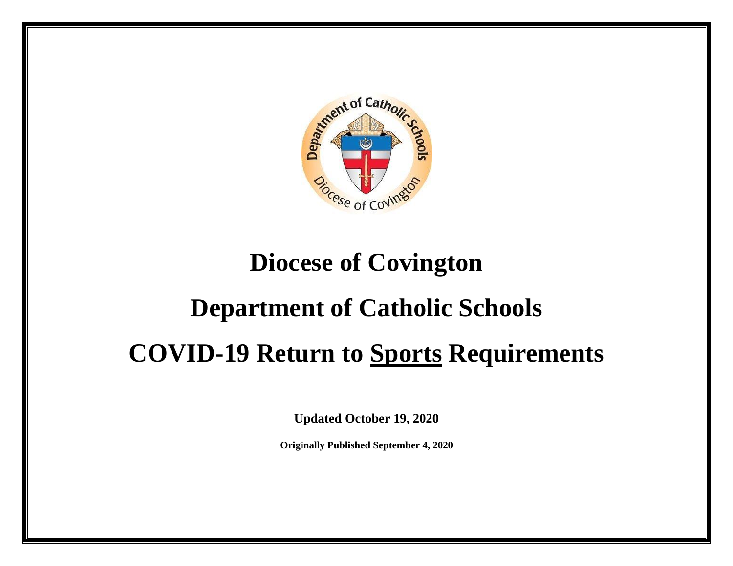# Diocese of Covington

# Department of Catholic Schools

# COVID-19 Return to <u>Sports</u> Requirements

**Updated October 19, 2020**

**Originally Published September 4, 2020**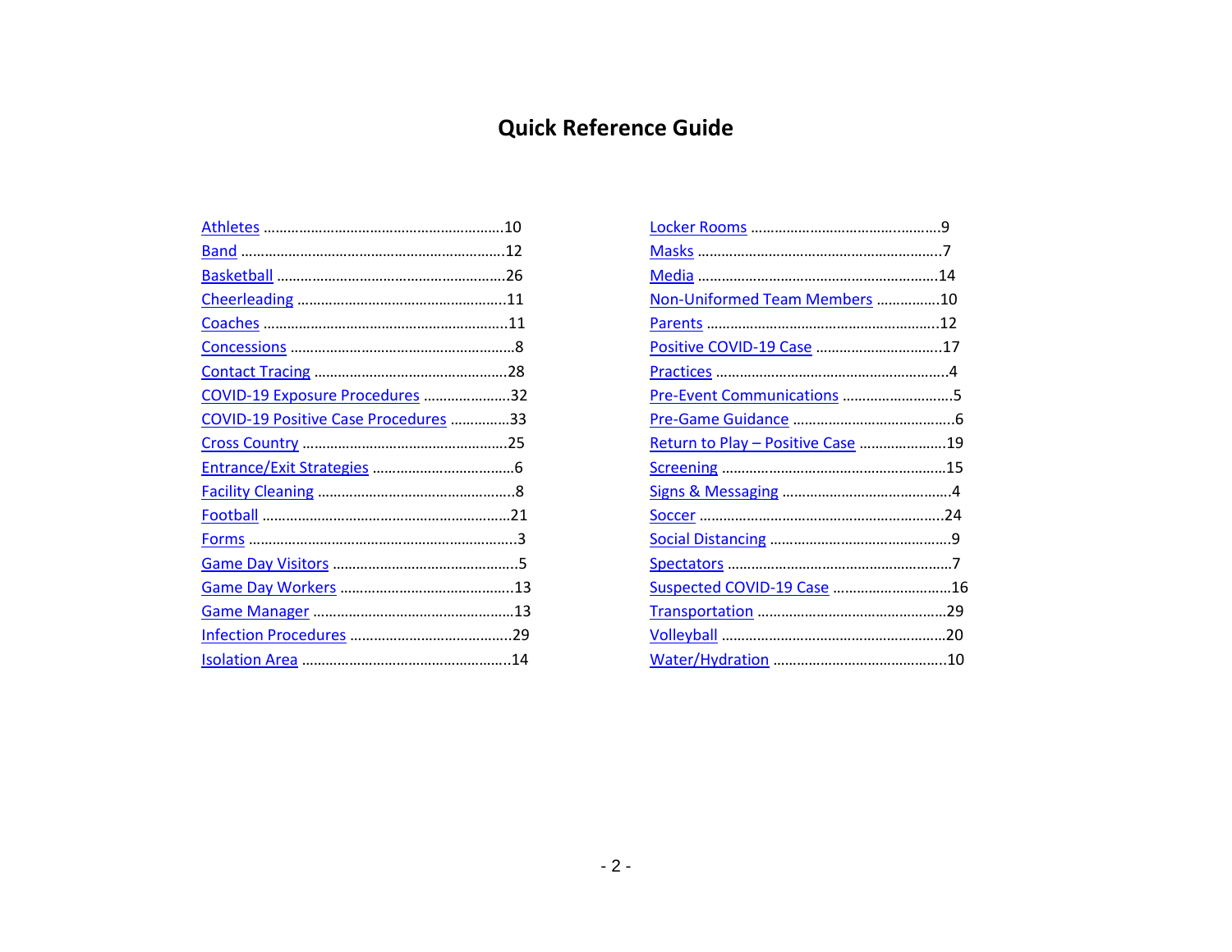# Quick Reference Guide

| Topic | Page | Topic | Page |
|---|---|---|---|
| Athletes | 10 | Locker Rooms | 9 |
| Band | 12 | Masks | 7 |
| Basketball | 26 | Media | 14 |
| Cheerleading | 11 | Non-Uniformed Team Members | 10 |
| Coaches | 11 | Parents | 12 |
| Concessions | 8 | Positive COVID-19 Case | 17 |
| Contact Tracing | 28 | Practices | 4 |
| COVID-19 Exposure Procedures | 32 | Pre-Event Communications | 5 |
| COVID-19 Positive Case Procedures | 33 | Pre-Game Guidance | 6 |
| Cross Country | 25 | Return to Play – Positive Case | 19 |
| Entrance/Exit Strategies | 6 | Screening | 15 |
| Facility Cleaning | 8 | Signs & Messaging | 4 |
| Football | 21 | Soccer | 24 |
| Forms | 3 | Social Distancing | 9 |
| Game Day Visitors | 5 | Spectators | 7 |
| Game Day Workers | 13 | Suspected COVID-19 Case | 16 |
| Game Manager | 13 | Transportation | 29 |
| Infection Procedures | 29 | Volleyball | 20 |
| Isolation Area | 14 | Water/Hydration | 10 |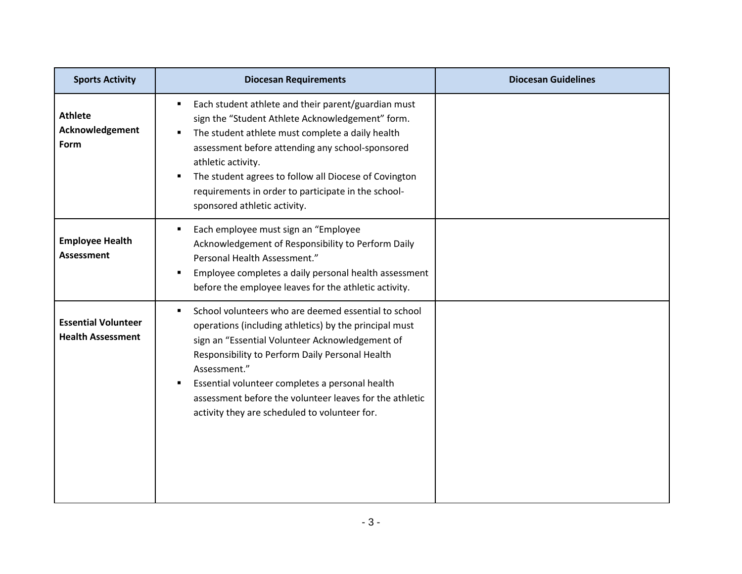| Sports Activity | Diocesan Requirements | Diocesan Guidelines |
|---|---|---|
| **Athlete Acknowledgement Form** | ▪ Each student athlete and their parent/guardian must sign the "Student Athlete Acknowledgement" form.<br>▪ The student athlete must complete a daily health assessment before attending any school-sponsored athletic activity.<br>▪ The student agrees to follow all Diocese of Covington requirements in order to participate in the school-sponsored athletic activity. | |
| **Employee Health Assessment** | ▪ Each employee must sign an "Employee Acknowledgement of Responsibility to Perform Daily Personal Health Assessment."<br>▪ Employee completes a daily personal health assessment before the employee leaves for the athletic activity. | |
| **Essential Volunteer Health Assessment** | ▪ School volunteers who are deemed essential to school operations (including athletics) by the principal must sign an "Essential Volunteer Acknowledgement of Responsibility to Perform Daily Personal Health Assessment."<br>▪ Essential volunteer completes a personal health assessment before the volunteer leaves for the athletic activity they are scheduled to volunteer for. | |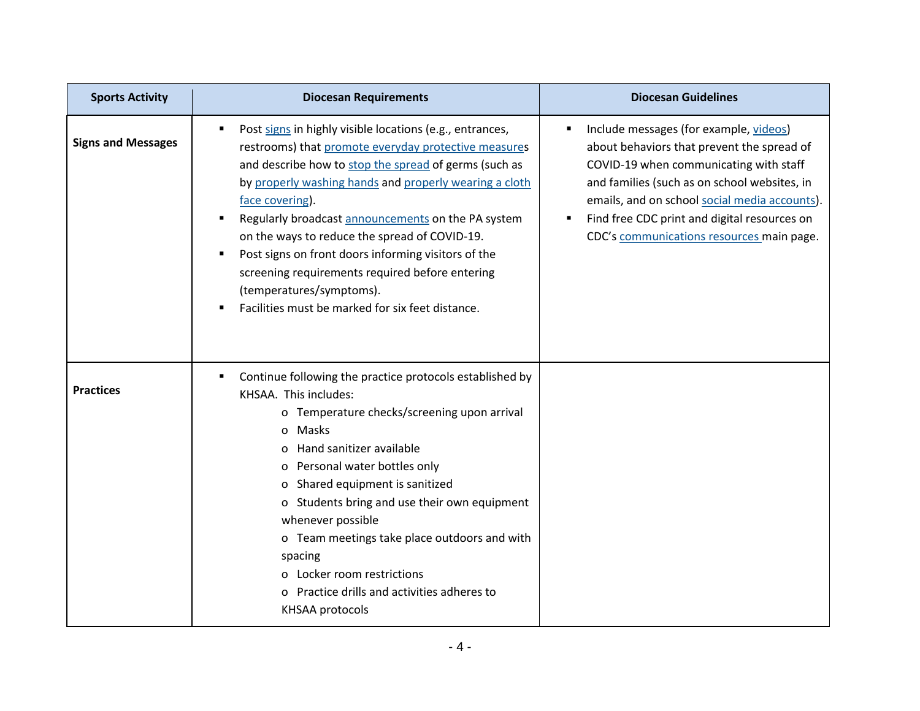| Sports Activity | Diocesan Requirements | Diocesan Guidelines |
|---|---|---|
| **Signs and Messages** | ▪ Post signs in highly visible locations (e.g., entrances, restrooms) that promote everyday protective measures and describe how to stop the spread of germs (such as by properly washing hands and properly wearing a cloth face covering).<br>▪ Regularly broadcast announcements on the PA system on the ways to reduce the spread of COVID-19.<br>▪ Post signs on front doors informing visitors of the screening requirements required before entering (temperatures/symptoms).<br>▪ Facilities must be marked for six feet distance. | ▪ Include messages (for example, videos) about behaviors that prevent the spread of COVID-19 when communicating with staff and families (such as on school websites, in emails, and on school social media accounts).<br>▪ Find free CDC print and digital resources on CDC's communications resources main page. |
| **Practices** | ▪ Continue following the practice protocols established by KHSAA. This includes:<br>o Temperature checks/screening upon arrival<br>o Masks<br>o Hand sanitizer available<br>o Personal water bottles only<br>o Shared equipment is sanitized<br>o Students bring and use their own equipment whenever possible<br>o Team meetings take place outdoors and with spacing<br>o Locker room restrictions<br>o Practice drills and activities adheres to KHSAA protocols | |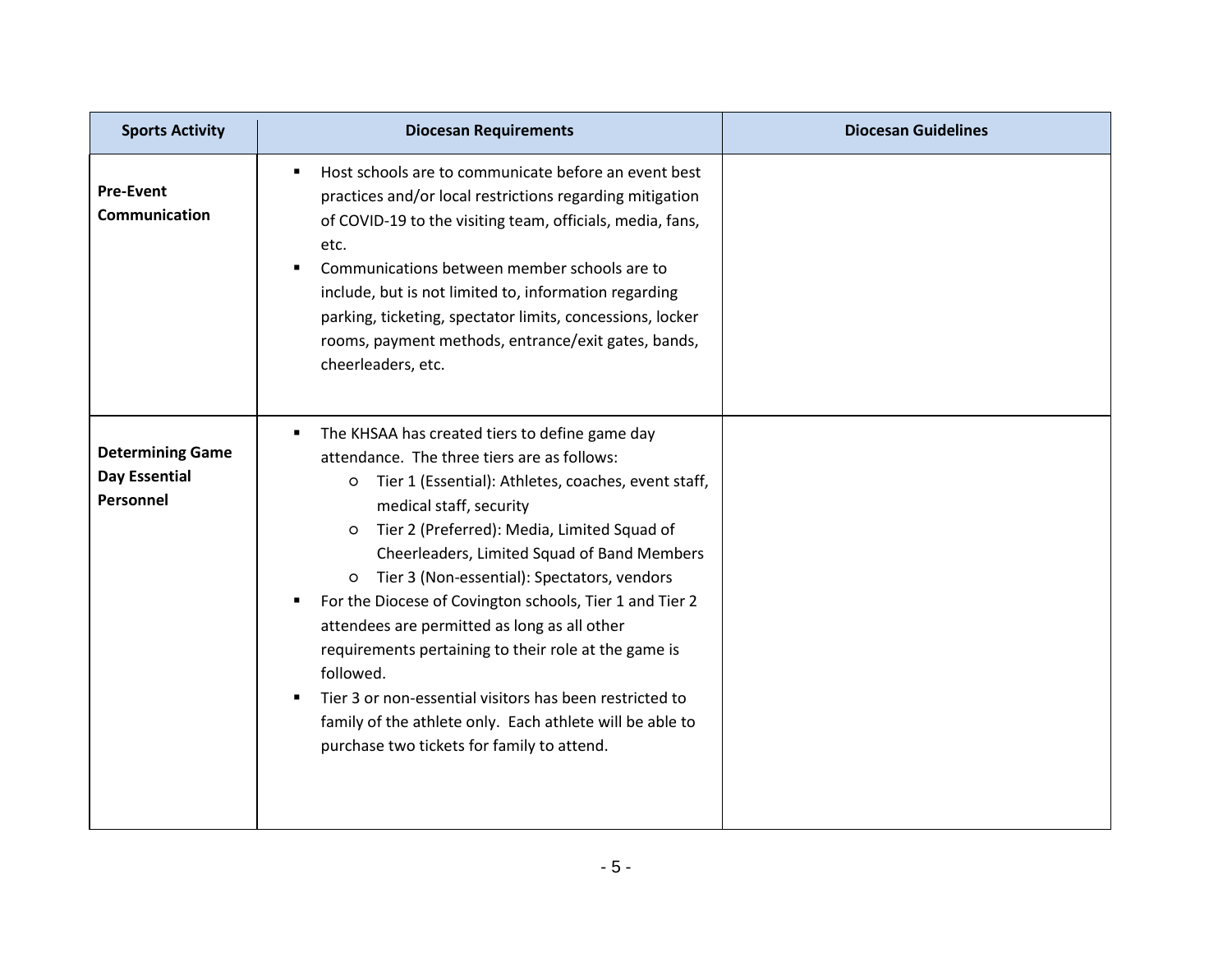| Sports Activity | Diocesan Requirements | Diocesan Guidelines |
|---|---|---|
| **Pre-Event Communication** | ▪ Host schools are to communicate before an event best practices and/or local restrictions regarding mitigation of COVID-19 to the visiting team, officials, media, fans, etc.<br>▪ Communications between member schools are to include, but is not limited to, information regarding parking, ticketing, spectator limits, concessions, locker rooms, payment methods, entrance/exit gates, bands, cheerleaders, etc. | |
| **Determining Game Day Essential Personnel** | ▪ The KHSAA has created tiers to define game day attendance. The three tiers are as follows:<br>○ Tier 1 (Essential): Athletes, coaches, event staff, medical staff, security<br>○ Tier 2 (Preferred): Media, Limited Squad of Cheerleaders, Limited Squad of Band Members<br>○ Tier 3 (Non-essential): Spectators, vendors<br>▪ For the Diocese of Covington schools, Tier 1 and Tier 2 attendees are permitted as long as all other requirements pertaining to their role at the game is followed.<br>▪ Tier 3 or non-essential visitors has been restricted to family of the athlete only. Each athlete will be able to purchase two tickets for family to attend. | |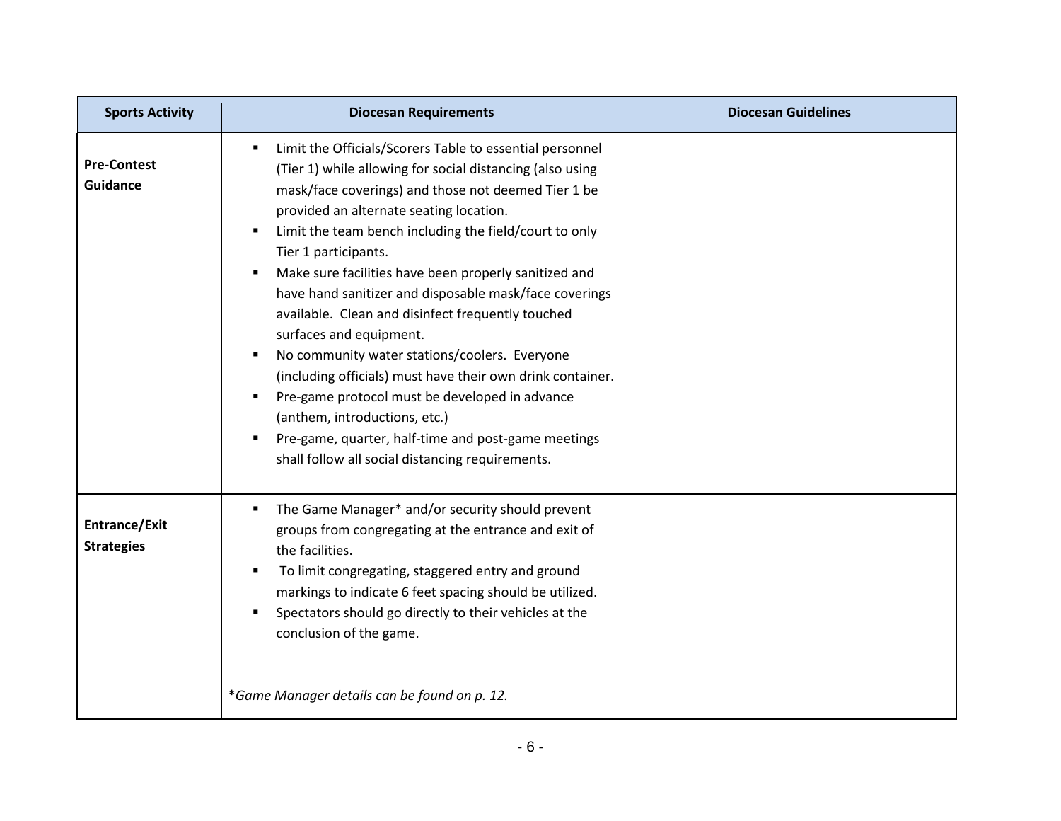| Sports Activity | Diocesan Requirements | Diocesan Guidelines |
|---|---|---|
| **Pre-Contest Guidance** | ▪ Limit the Officials/Scorers Table to essential personnel (Tier 1) while allowing for social distancing (also using mask/face coverings) and those not deemed Tier 1 be provided an alternate seating location.<br>▪ Limit the team bench including the field/court to only Tier 1 participants.<br>▪ Make sure facilities have been properly sanitized and have hand sanitizer and disposable mask/face coverings available. Clean and disinfect frequently touched surfaces and equipment.<br>▪ No community water stations/coolers. Everyone (including officials) must have their own drink container.<br>▪ Pre-game protocol must be developed in advance (anthem, introductions, etc.)<br>▪ Pre-game, quarter, half-time and post-game meetings shall follow all social distancing requirements. | |
| **Entrance/Exit Strategies** | ▪ The Game Manager* and/or security should prevent groups from congregating at the entrance and exit of the facilities.<br>▪ To limit congregating, staggered entry and ground markings to indicate 6 feet spacing should be utilized.<br>▪ Spectators should go directly to their vehicles at the conclusion of the game.<br><br>**Game Manager details can be found on p. 12.* | |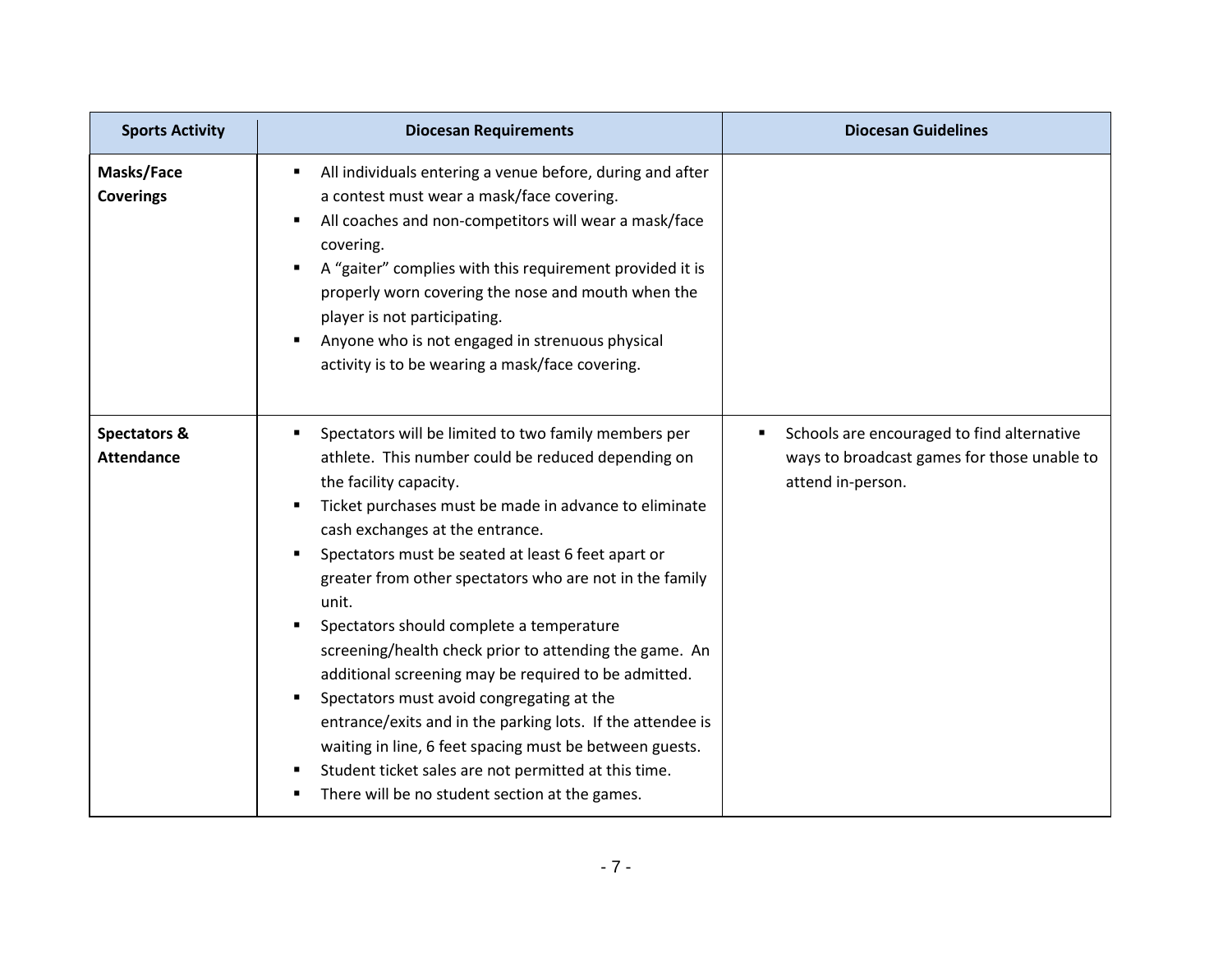| Sports Activity | Diocesan Requirements | Diocesan Guidelines |
|---|---|---|
| **Masks/Face Coverings** | ▪ All individuals entering a venue before, during and after a contest must wear a mask/face covering.<br>▪ All coaches and non-competitors will wear a mask/face covering.<br>▪ A "gaiter" complies with this requirement provided it is properly worn covering the nose and mouth when the player is not participating.<br>▪ Anyone who is not engaged in strenuous physical activity is to be wearing a mask/face covering. | |
| **Spectators & Attendance** | ▪ Spectators will be limited to two family members per athlete. This number could be reduced depending on the facility capacity.<br>▪ Ticket purchases must be made in advance to eliminate cash exchanges at the entrance.<br>▪ Spectators must be seated at least 6 feet apart or greater from other spectators who are not in the family unit.<br>▪ Spectators should complete a temperature screening/health check prior to attending the game. An additional screening may be required to be admitted.<br>▪ Spectators must avoid congregating at the entrance/exits and in the parking lots. If the attendee is waiting in line, 6 feet spacing must be between guests.<br>▪ Student ticket sales are not permitted at this time.<br>▪ There will be no student section at the games. | ▪ Schools are encouraged to find alternative ways to broadcast games for those unable to attend in-person. |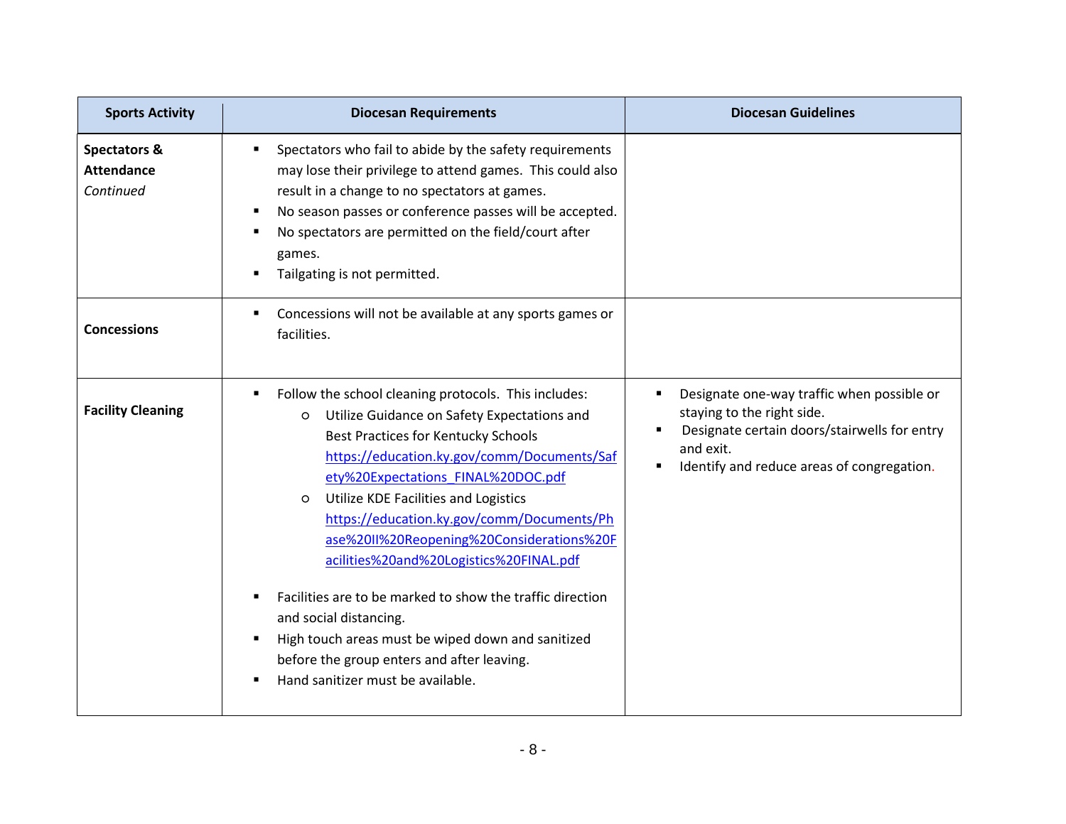| Sports Activity | Diocesan Requirements | Diocesan Guidelines |
|---|---|---|
| **Spectators & Attendance** *Continued* | ▪ Spectators who fail to abide by the safety requirements may lose their privilege to attend games. This could also result in a change to no spectators at games.<br>▪ No season passes or conference passes will be accepted.<br>▪ No spectators are permitted on the field/court after games.<br>▪ Tailgating is not permitted. | |
| **Concessions** | ▪ Concessions will not be available at any sports games or facilities. | |
| **Facility Cleaning** | ▪ Follow the school cleaning protocols. This includes:<br>○ Utilize Guidance on Safety Expectations and Best Practices for Kentucky Schools [https://education.ky.gov/comm/Documents/Safety%20Expectations_FINAL%20DOC.pdf](https://education.ky.gov/comm/Documents/Safety%20Expectations_FINAL%20DOC.pdf)<br>○ Utilize KDE Facilities and Logistics [https://education.ky.gov/comm/Documents/Phase%20II%20Reopening%20Considerations%20Facilities%20and%20Logistics%20FINAL.pdf](https://education.ky.gov/comm/Documents/Phase%20II%20Reopening%20Considerations%20Facilities%20and%20Logistics%20FINAL.pdf)<br>▪ Facilities are to be marked to show the traffic direction and social distancing.<br>▪ High touch areas must be wiped down and sanitized before the group enters and after leaving.<br>▪ Hand sanitizer must be available. | ▪ Designate one-way traffic when possible or staying to the right side.<br>▪ Designate certain doors/stairwells for entry and exit.<br>▪ Identify and reduce areas of congregation. |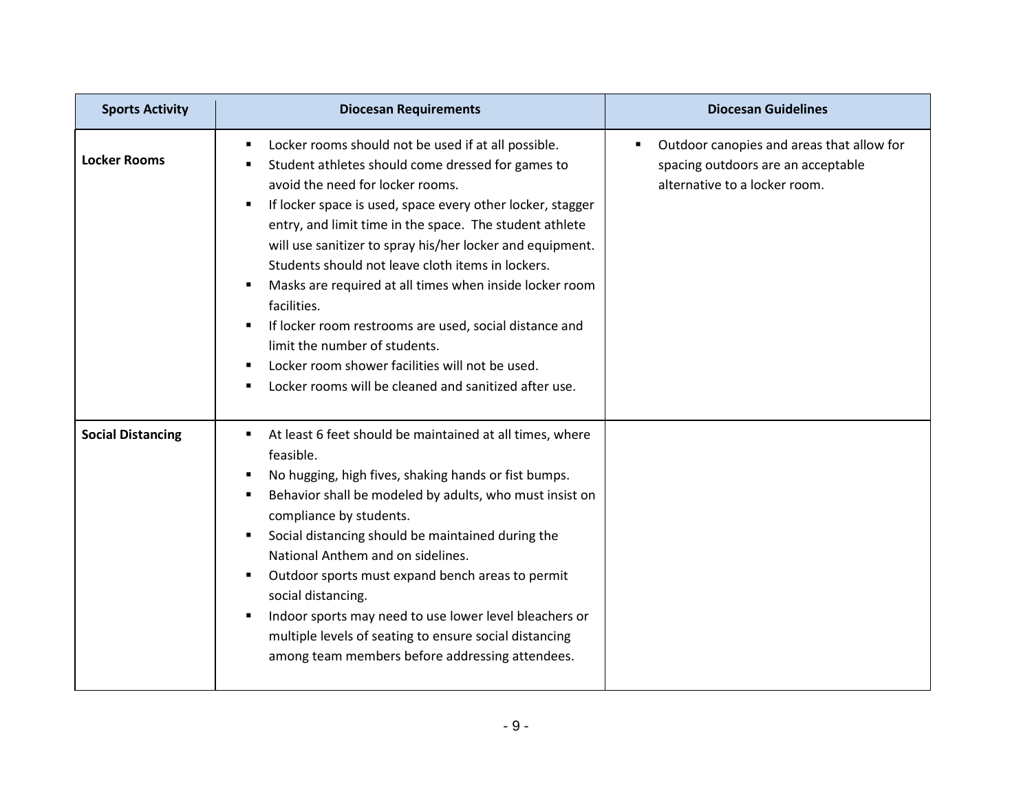| Sports Activity | Diocesan Requirements | Diocesan Guidelines |
|---|---|---|
| **Locker Rooms** | ▪ Locker rooms should not be used if at all possible.<br>▪ Student athletes should come dressed for games to avoid the need for locker rooms.<br>▪ If locker space is used, space every other locker, stagger entry, and limit time in the space. The student athlete will use sanitizer to spray his/her locker and equipment. Students should not leave cloth items in lockers.<br>▪ Masks are required at all times when inside locker room facilities.<br>▪ If locker room restrooms are used, social distance and limit the number of students.<br>▪ Locker room shower facilities will not be used.<br>▪ Locker rooms will be cleaned and sanitized after use. | ▪ Outdoor canopies and areas that allow for spacing outdoors are an acceptable alternative to a locker room. |
| **Social Distancing** | ▪ At least 6 feet should be maintained at all times, where feasible.<br>▪ No hugging, high fives, shaking hands or fist bumps.<br>▪ Behavior shall be modeled by adults, who must insist on compliance by students.<br>▪ Social distancing should be maintained during the National Anthem and on sidelines.<br>▪ Outdoor sports must expand bench areas to permit social distancing.<br>▪ Indoor sports may need to use lower level bleachers or multiple levels of seating to ensure social distancing among team members before addressing attendees. | |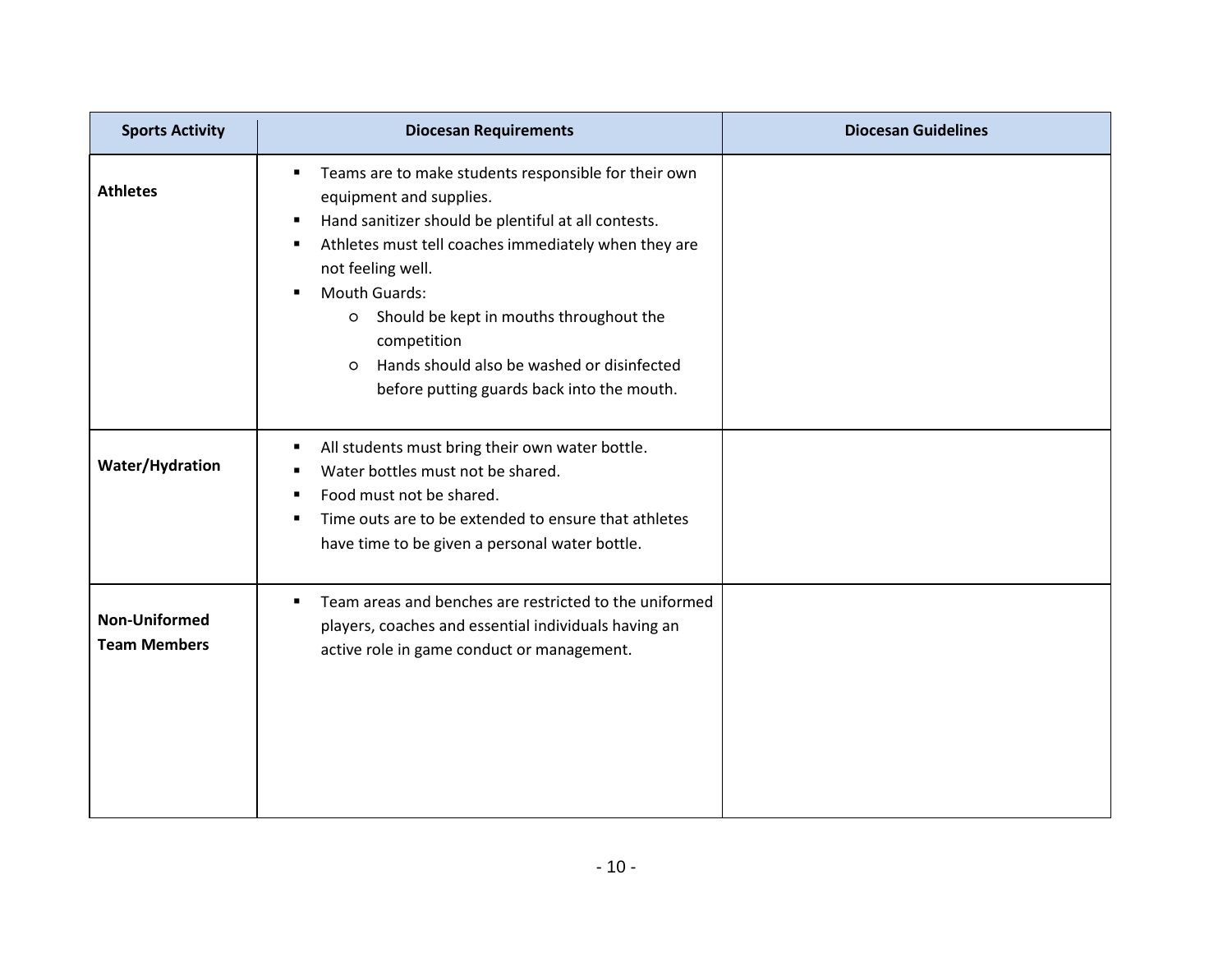| Sports Activity | Diocesan Requirements | Diocesan Guidelines |
|---|---|---|
| **Athletes** | ▪ Teams are to make students responsible for their own equipment and supplies.<br>▪ Hand sanitizer should be plentiful at all contests.<br>▪ Athletes must tell coaches immediately when they are not feeling well.<br>▪ Mouth Guards:<br>○ Should be kept in mouths throughout the competition<br>○ Hands should also be washed or disinfected before putting guards back into the mouth. | |
| **Water/Hydration** | ▪ All students must bring their own water bottle.<br>▪ Water bottles must not be shared.<br>▪ Food must not be shared.<br>▪ Time outs are to be extended to ensure that athletes have time to be given a personal water bottle. | |
| **Non-Uniformed Team Members** | ▪ Team areas and benches are restricted to the uniformed players, coaches and essential individuals having an active role in game conduct or management. | |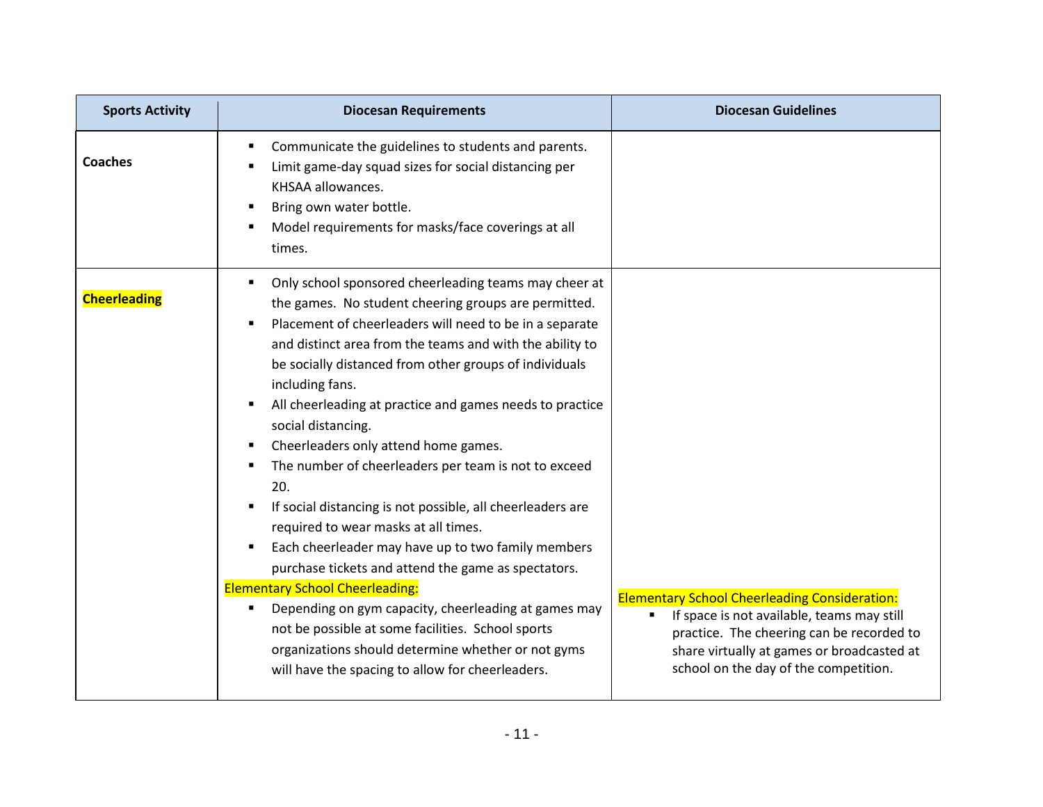| Sports Activity | Diocesan Requirements | Diocesan Guidelines |
|---|---|---|
| **Coaches** | ▪ Communicate the guidelines to students and parents.<br>▪ Limit game-day squad sizes for social distancing per KHSAA allowances.<br>▪ Bring own water bottle.<br>▪ Model requirements for masks/face coverings at all times. | |
| **Cheerleading** | ▪ Only school sponsored cheerleading teams may cheer at the games. No student cheering groups are permitted.<br>▪ Placement of cheerleaders will need to be in a separate and distinct area from the teams and with the ability to be socially distanced from other groups of individuals including fans.<br>▪ All cheerleading at practice and games needs to practice social distancing.<br>▪ Cheerleaders only attend home games.<br>▪ The number of cheerleaders per team is not to exceed 20.<br>▪ If social distancing is not possible, all cheerleaders are required to wear masks at all times.<br>▪ Each cheerleader may have up to two family members purchase tickets and attend the game as spectators.<br>Elementary School Cheerleading:<br>▪ Depending on gym capacity, cheerleading at games may not be possible at some facilities. School sports organizations should determine whether or not gyms will have the spacing to allow for cheerleaders. | Elementary School Cheerleading Consideration:<br>▪ If space is not available, teams may still practice. The cheering can be recorded to share virtually at games or broadcasted at school on the day of the competition. |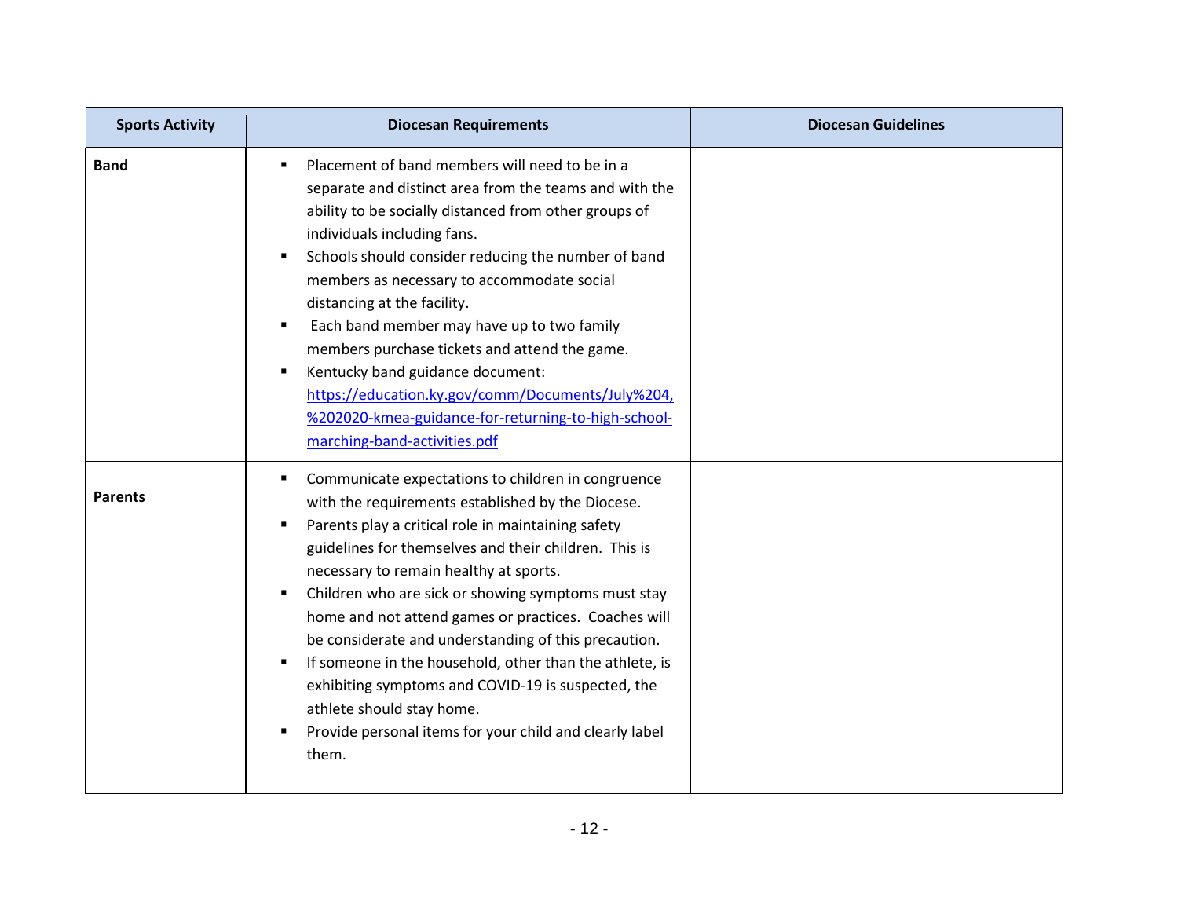| Sports Activity | Diocesan Requirements | Diocesan Guidelines |
|---|---|---|
| **Band** | ▪ Placement of band members will need to be in a separate and distinct area from the teams and with the ability to be socially distanced from other groups of individuals including fans.<br>▪ Schools should consider reducing the number of band members as necessary to accommodate social distancing at the facility.<br>▪ Each band member may have up to two family members purchase tickets and attend the game.<br>▪ Kentucky band guidance document: [https://education.ky.gov/comm/Documents/July%204,%202020-kmea-guidance-for-returning-to-high-school-marching-band-activities.pdf](https://education.ky.gov/comm/Documents/July%204,%202020-kmea-guidance-for-returning-to-high-school-marching-band-activities.pdf) | |
| **Parents** | ▪ Communicate expectations to children in congruence with the requirements established by the Diocese.<br>▪ Parents play a critical role in maintaining safety guidelines for themselves and their children. This is necessary to remain healthy at sports.<br>▪ Children who are sick or showing symptoms must stay home and not attend games or practices. Coaches will be considerate and understanding of this precaution.<br>▪ If someone in the household, other than the athlete, is exhibiting symptoms and COVID-19 is suspected, the athlete should stay home.<br>▪ Provide personal items for your child and clearly label them. | |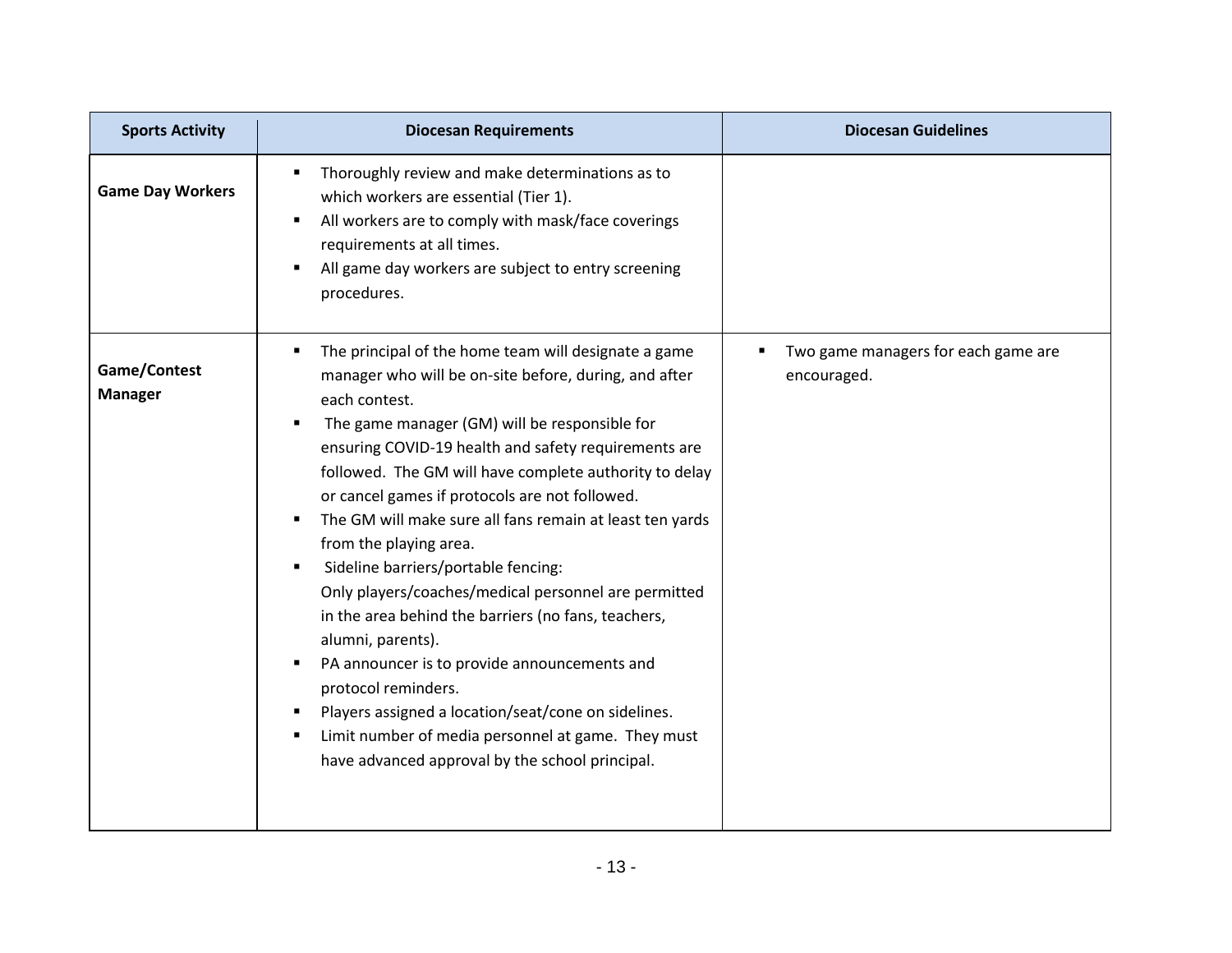| Sports Activity | Diocesan Requirements | Diocesan Guidelines |
|---|---|---|
| **Game Day Workers** | ▪ Thoroughly review and make determinations as to which workers are essential (Tier 1).<br>▪ All workers are to comply with mask/face coverings requirements at all times.<br>▪ All game day workers are subject to entry screening procedures. | |
| **Game/Contest Manager** | ▪ The principal of the home team will designate a game manager who will be on-site before, during, and after each contest.<br>▪ The game manager (GM) will be responsible for ensuring COVID-19 health and safety requirements are followed. The GM will have complete authority to delay or cancel games if protocols are not followed.<br>▪ The GM will make sure all fans remain at least ten yards from the playing area.<br>▪ Sideline barriers/portable fencing: Only players/coaches/medical personnel are permitted in the area behind the barriers (no fans, teachers, alumni, parents).<br>▪ PA announcer is to provide announcements and protocol reminders.<br>▪ Players assigned a location/seat/cone on sidelines.<br>▪ Limit number of media personnel at game. They must have advanced approval by the school principal. | ▪ Two game managers for each game are encouraged. |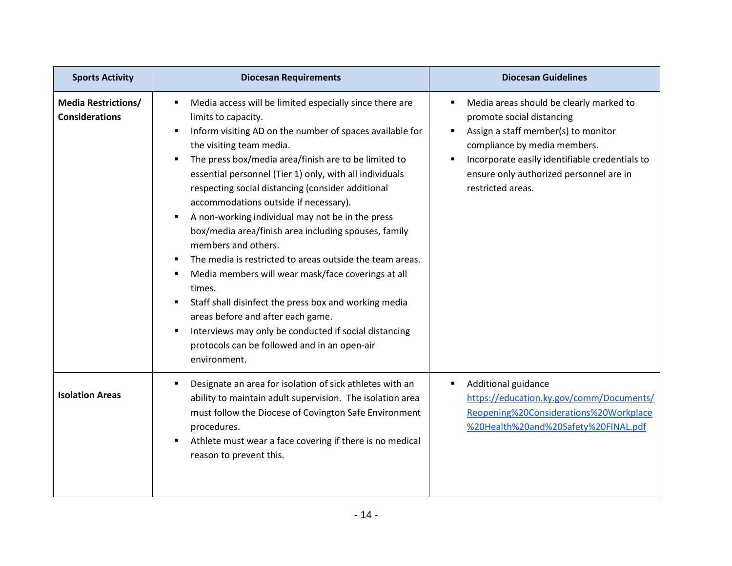| Sports Activity | Diocesan Requirements | Diocesan Guidelines |
|---|---|---|
| **Media Restrictions/ Considerations** | ▪ Media access will be limited especially since there are limits to capacity.<br>▪ Inform visiting AD on the number of spaces available for the visiting team media.<br>▪ The press box/media area/finish are to be limited to essential personnel (Tier 1) only, with all individuals respecting social distancing (consider additional accommodations outside if necessary).<br>▪ A non-working individual may not be in the press box/media area/finish area including spouses, family members and others.<br>▪ The media is restricted to areas outside the team areas.<br>▪ Media members will wear mask/face coverings at all times.<br>▪ Staff shall disinfect the press box and working media areas before and after each game.<br>▪ Interviews may only be conducted if social distancing protocols can be followed and in an open-air environment. | ▪ Media areas should be clearly marked to promote social distancing<br>▪ Assign a staff member(s) to monitor compliance by media members.<br>▪ Incorporate easily identifiable credentials to ensure only authorized personnel are in restricted areas. |
| **Isolation Areas** | ▪ Designate an area for isolation of sick athletes with an ability to maintain adult supervision. The isolation area must follow the Diocese of Covington Safe Environment procedures.<br>▪ Athlete must wear a face covering if there is no medical reason to prevent this. | ▪ Additional guidance https://education.ky.gov/comm/Documents/Reopening%20Considerations%20Workplace%20Health%20and%20Safety%20FINAL.pdf |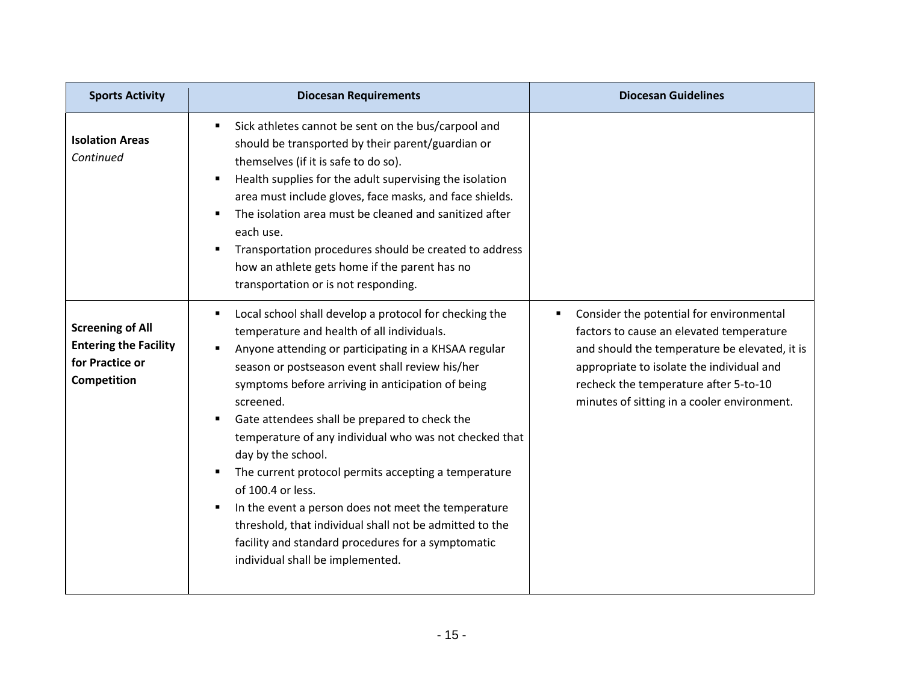| Sports Activity | Diocesan Requirements | Diocesan Guidelines |
|---|---|---|
| **Isolation Areas** *Continued* | ▪ Sick athletes cannot be sent on the bus/carpool and should be transported by their parent/guardian or themselves (if it is safe to do so).<br>▪ Health supplies for the adult supervising the isolation area must include gloves, face masks, and face shields.<br>▪ The isolation area must be cleaned and sanitized after each use.<br>▪ Transportation procedures should be created to address how an athlete gets home if the parent has no transportation or is not responding. | |
| **Screening of All Entering the Facility for Practice or Competition** | ▪ Local school shall develop a protocol for checking the temperature and health of all individuals.<br>▪ Anyone attending or participating in a KHSAA regular season or postseason event shall review his/her symptoms before arriving in anticipation of being screened.<br>▪ Gate attendees shall be prepared to check the temperature of any individual who was not checked that day by the school.<br>▪ The current protocol permits accepting a temperature of 100.4 or less.<br>▪ In the event a person does not meet the temperature threshold, that individual shall not be admitted to the facility and standard procedures for a symptomatic individual shall be implemented. | ▪ Consider the potential for environmental factors to cause an elevated temperature and should the temperature be elevated, it is appropriate to isolate the individual and recheck the temperature after 5-to-10 minutes of sitting in a cooler environment. |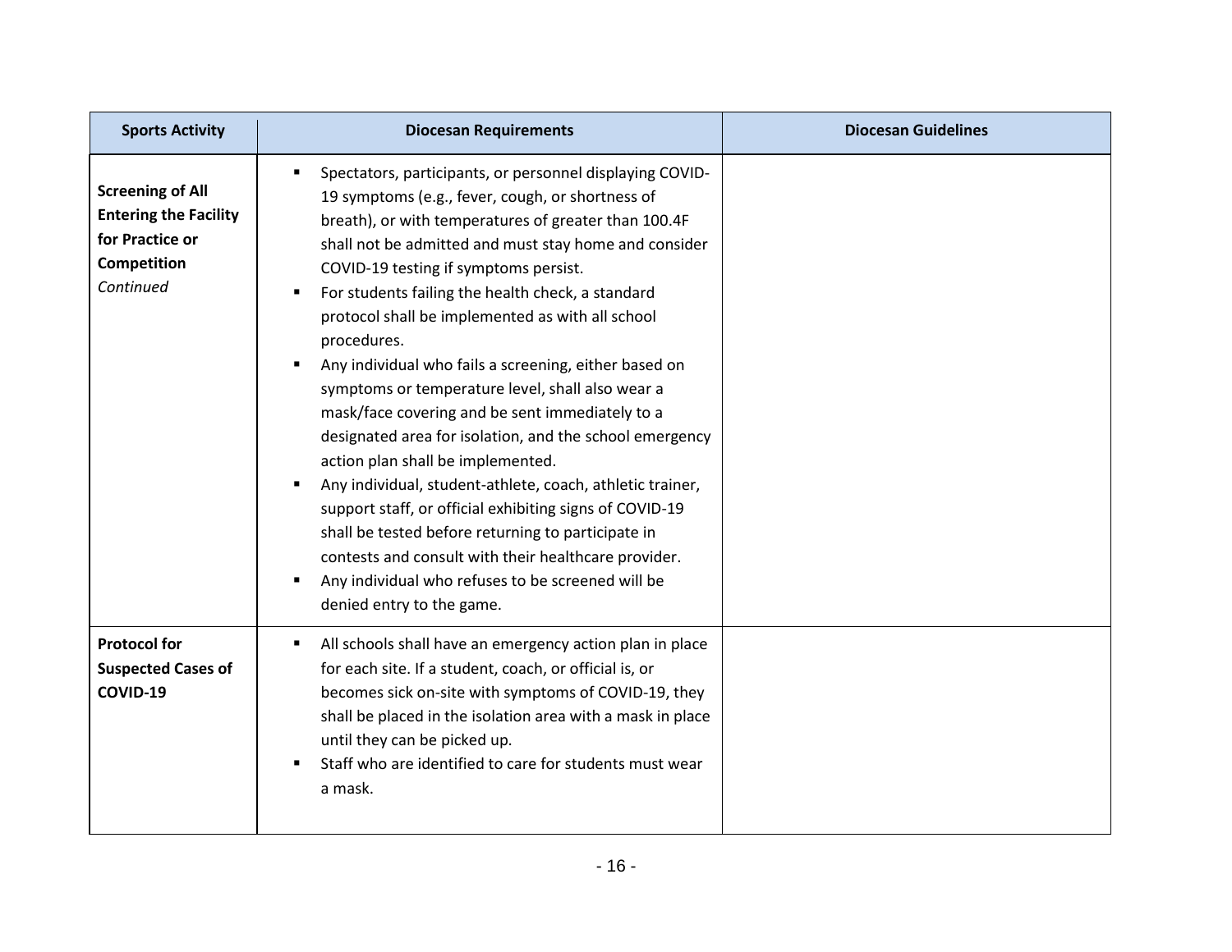| Sports Activity | Diocesan Requirements | Diocesan Guidelines |
|---|---|---|
| **Screening of All Entering the Facility for Practice or Competition** *Continued* | ▪ Spectators, participants, or personnel displaying COVID-19 symptoms (e.g., fever, cough, or shortness of breath), or with temperatures of greater than 100.4F shall not be admitted and must stay home and consider COVID-19 testing if symptoms persist.<br>▪ For students failing the health check, a standard protocol shall be implemented as with all school procedures.<br>▪ Any individual who fails a screening, either based on symptoms or temperature level, shall also wear a mask/face covering and be sent immediately to a designated area for isolation, and the school emergency action plan shall be implemented.<br>▪ Any individual, student-athlete, coach, athletic trainer, support staff, or official exhibiting signs of COVID-19 shall be tested before returning to participate in contests and consult with their healthcare provider.<br>▪ Any individual who refuses to be screened will be denied entry to the game. | |
| **Protocol for Suspected Cases of COVID-19** | ▪ All schools shall have an emergency action plan in place for each site. If a student, coach, or official is, or becomes sick on-site with symptoms of COVID-19, they shall be placed in the isolation area with a mask in place until they can be picked up.<br>▪ Staff who are identified to care for students must wear a mask. | |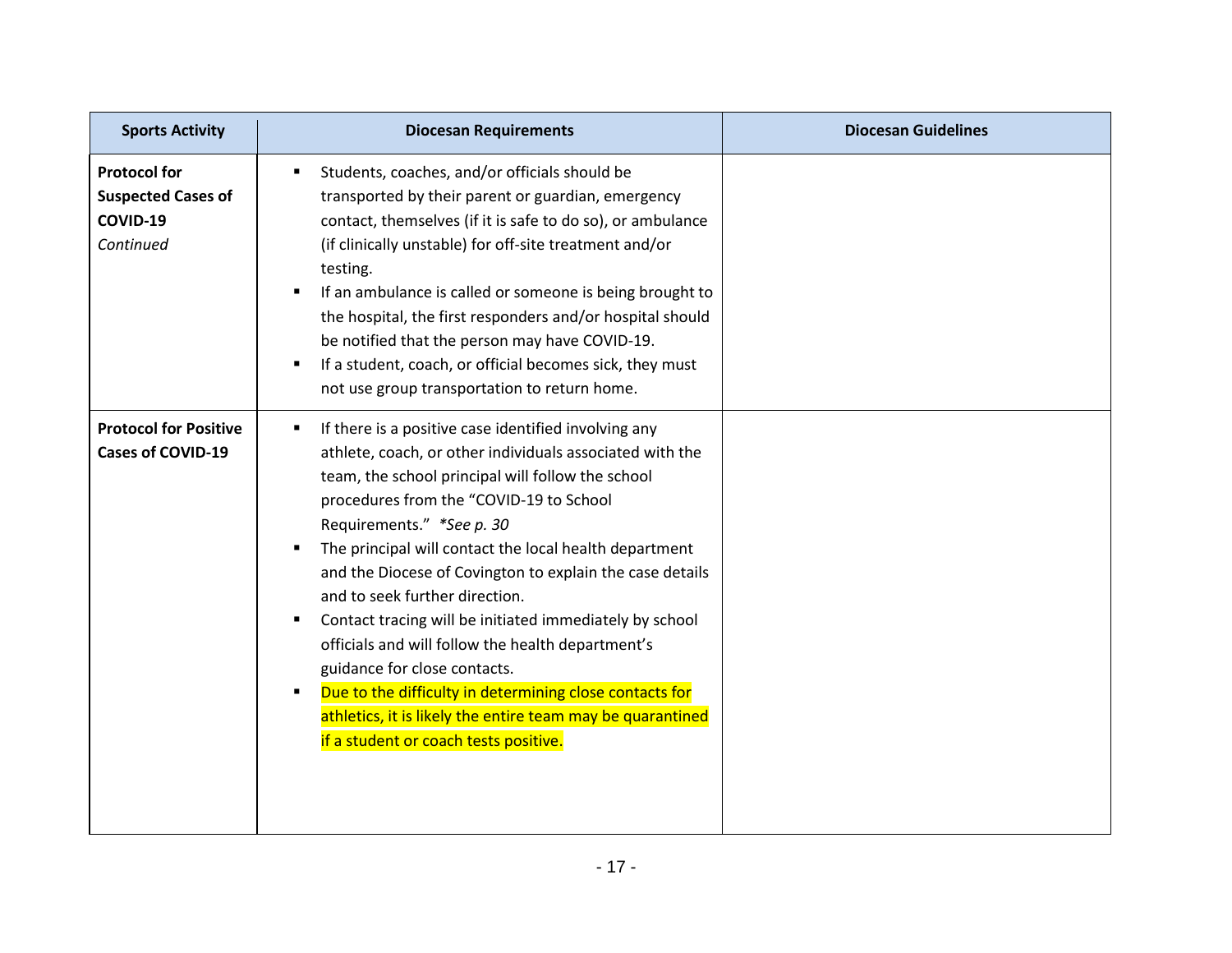| Sports Activity | Diocesan Requirements | Diocesan Guidelines |
|---|---|---|
| **Protocol for Suspected Cases of COVID-19** *Continued* | ▪ Students, coaches, and/or officials should be transported by their parent or guardian, emergency contact, themselves (if it is safe to do so), or ambulance (if clinically unstable) for off-site treatment and/or testing.<br>▪ If an ambulance is called or someone is being brought to the hospital, the first responders and/or hospital should be notified that the person may have COVID-19.<br>▪ If a student, coach, or official becomes sick, they must not use group transportation to return home. | |
| **Protocol for Positive Cases of COVID-19** | ▪ If there is a positive case identified involving any athlete, coach, or other individuals associated with the team, the school principal will follow the school procedures from the "COVID-19 to School Requirements." *\*See p. 30*<br>▪ The principal will contact the local health department and the Diocese of Covington to explain the case details and to seek further direction.<br>▪ Contact tracing will be initiated immediately by school officials and will follow the health department's guidance for close contacts.<br>▪ Due to the difficulty in determining close contacts for athletics, it is likely the entire team may be quarantined if a student or coach tests positive. | |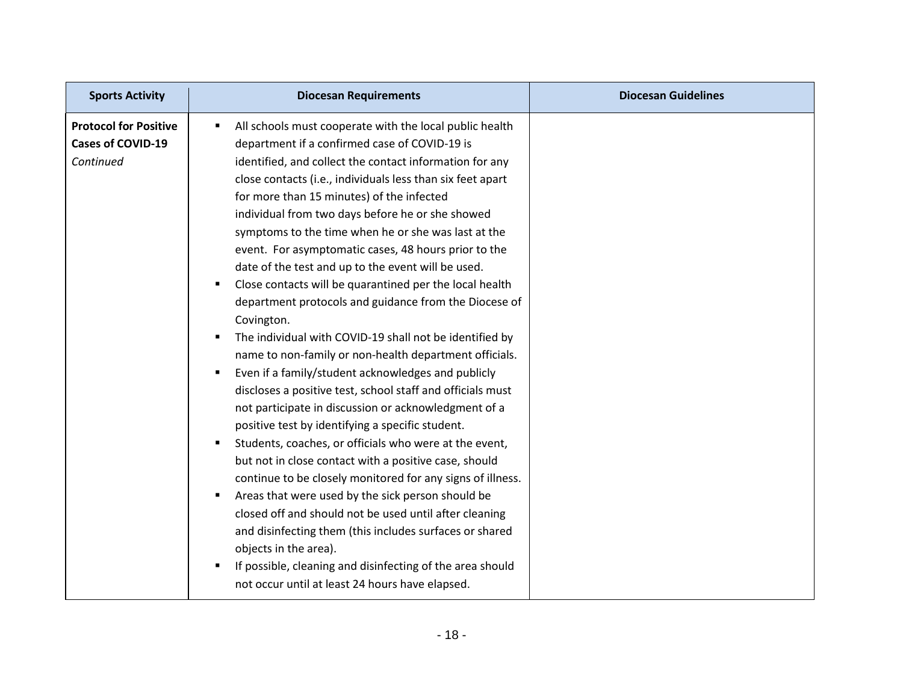| Sports Activity | Diocesan Requirements | Diocesan Guidelines |
|---|---|---|
| **Protocol for Positive Cases of COVID-19** *Continued* | ▪ All schools must cooperate with the local public health department if a confirmed case of COVID-19 is identified, and collect the contact information for any close contacts (i.e., individuals less than six feet apart for more than 15 minutes) of the infected individual from two days before he or she showed symptoms to the time when he or she was last at the event. For asymptomatic cases, 48 hours prior to the date of the test and up to the event will be used.<br>▪ Close contacts will be quarantined per the local health department protocols and guidance from the Diocese of Covington.<br>▪ The individual with COVID-19 shall not be identified by name to non-family or non-health department officials.<br>▪ Even if a family/student acknowledges and publicly discloses a positive test, school staff and officials must not participate in discussion or acknowledgment of a positive test by identifying a specific student.<br>▪ Students, coaches, or officials who were at the event, but not in close contact with a positive case, should continue to be closely monitored for any signs of illness.<br>▪ Areas that were used by the sick person should be closed off and should not be used until after cleaning and disinfecting them (this includes surfaces or shared objects in the area).<br>▪ If possible, cleaning and disinfecting of the area should not occur until at least 24 hours have elapsed. | |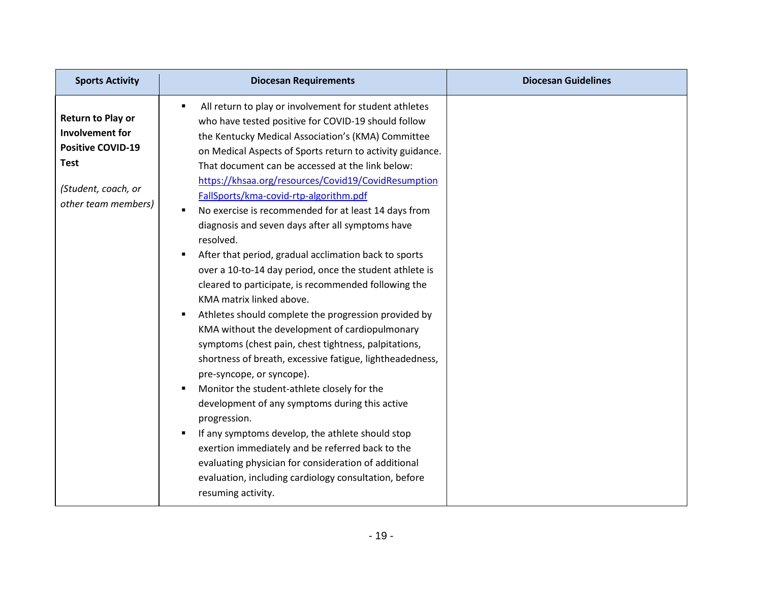| Sports Activity | Diocesan Requirements | Diocesan Guidelines |
|---|---|---|
| **Return to Play or Involvement for Positive COVID-19 Test**<br><br>*(Student, coach, or other team members)* | ▪ All return to play or involvement for student athletes who have tested positive for COVID-19 should follow the Kentucky Medical Association's (KMA) Committee on Medical Aspects of Sports return to activity guidance. That document can be accessed at the link below: [https://khsaa.org/resources/Covid19/CovidResumptionFallSports/kma-covid-rtp-algorithm.pdf](https://khsaa.org/resources/Covid19/CovidResumptionFallSports/kma-covid-rtp-algorithm.pdf)<br>▪ No exercise is recommended for at least 14 days from diagnosis and seven days after all symptoms have resolved.<br>▪ After that period, gradual acclimation back to sports over a 10-to-14 day period, once the student athlete is cleared to participate, is recommended following the KMA matrix linked above.<br>▪ Athletes should complete the progression provided by KMA without the development of cardiopulmonary symptoms (chest pain, chest tightness, palpitations, shortness of breath, excessive fatigue, lightheadedness, pre-syncope, or syncope).<br>▪ Monitor the student-athlete closely for the development of any symptoms during this active progression.<br>▪ If any symptoms develop, the athlete should stop exertion immediately and be referred back to the evaluating physician for consideration of additional evaluation, including cardiology consultation, before resuming activity. | |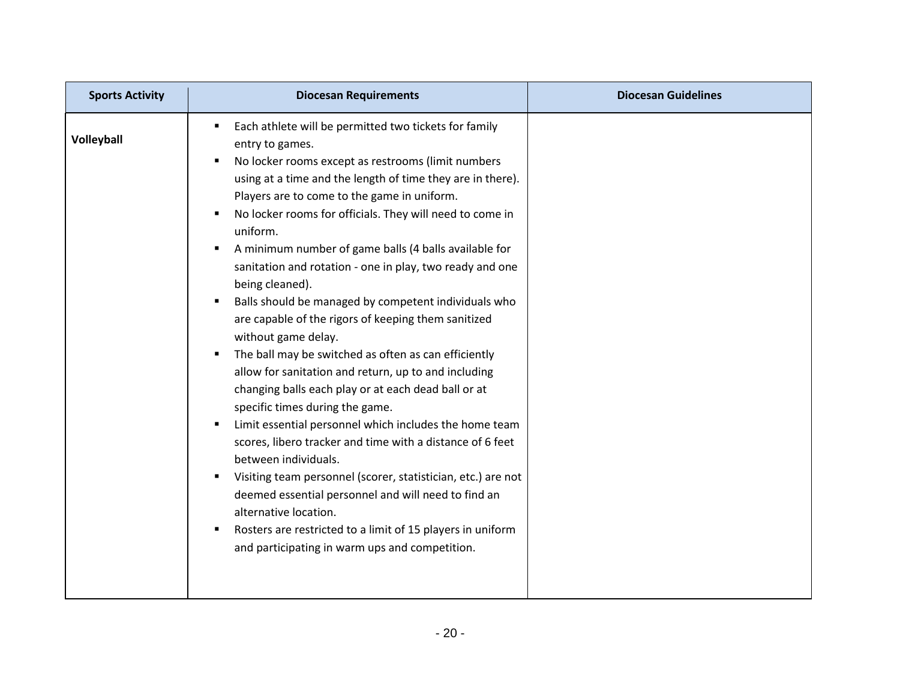| Sports Activity | Diocesan Requirements | Diocesan Guidelines |
|---|---|---|
| **Volleyball** | ▪ Each athlete will be permitted two tickets for family entry to games.<br>▪ No locker rooms except as restrooms (limit numbers using at a time and the length of time they are in there). Players are to come to the game in uniform.<br>▪ No locker rooms for officials. They will need to come in uniform.<br>▪ A minimum number of game balls (4 balls available for sanitation and rotation - one in play, two ready and one being cleaned).<br>▪ Balls should be managed by competent individuals who are capable of the rigors of keeping them sanitized without game delay.<br>▪ The ball may be switched as often as can efficiently allow for sanitation and return, up to and including changing balls each play or at each dead ball or at specific times during the game.<br>▪ Limit essential personnel which includes the home team scores, libero tracker and time with a distance of 6 feet between individuals.<br>▪ Visiting team personnel (scorer, statistician, etc.) are not deemed essential personnel and will need to find an alternative location.<br>▪ Rosters are restricted to a limit of 15 players in uniform and participating in warm ups and competition. | |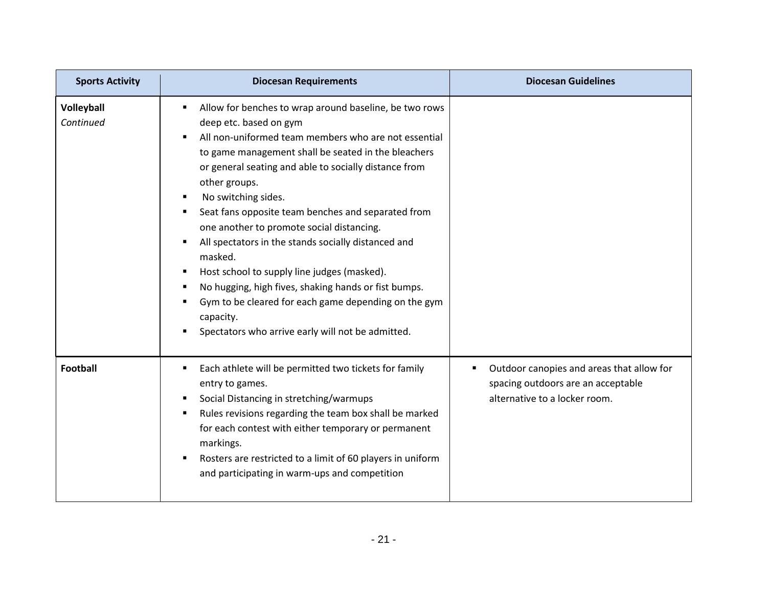| Sports Activity | Diocesan Requirements | Diocesan Guidelines |
|---|---|---|
| **Volleyball** *Continued* | ▪ Allow for benches to wrap around baseline, be two rows deep etc. based on gym<br>▪ All non-uniformed team members who are not essential to game management shall be seated in the bleachers or general seating and able to socially distance from other groups.<br>▪ No switching sides.<br>▪ Seat fans opposite team benches and separated from one another to promote social distancing.<br>▪ All spectators in the stands socially distanced and masked.<br>▪ Host school to supply line judges (masked).<br>▪ No hugging, high fives, shaking hands or fist bumps.<br>▪ Gym to be cleared for each game depending on the gym capacity.<br>▪ Spectators who arrive early will not be admitted. | |
| **Football** | ▪ Each athlete will be permitted two tickets for family entry to games.<br>▪ Social Distancing in stretching/warmups<br>▪ Rules revisions regarding the team box shall be marked for each contest with either temporary or permanent markings.<br>▪ Rosters are restricted to a limit of 60 players in uniform and participating in warm-ups and competition | ▪ Outdoor canopies and areas that allow for spacing outdoors are an acceptable alternative to a locker room. |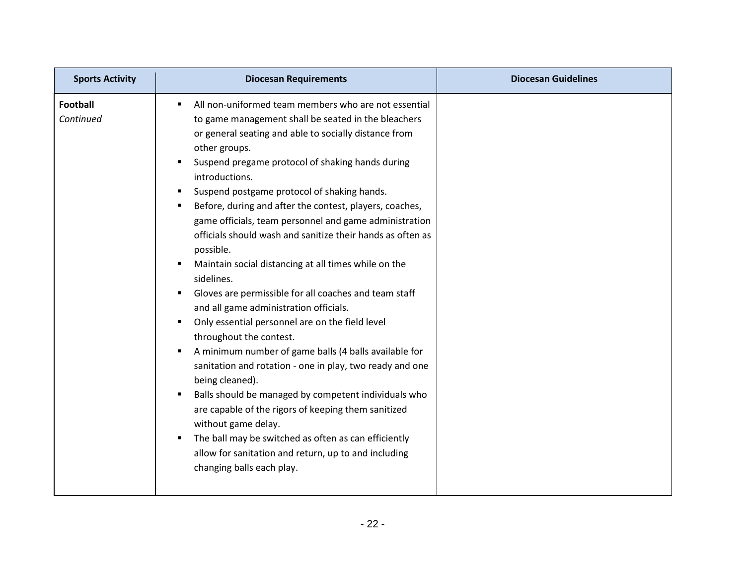| Sports Activity | Diocesan Requirements | Diocesan Guidelines |
| --- | --- | --- |
| **Football**<br>*Continued* | ▪ All non-uniformed team members who are not essential to game management shall be seated in the bleachers or general seating and able to socially distance from other groups.<br>▪ Suspend pregame protocol of shaking hands during introductions.<br>▪ Suspend postgame protocol of shaking hands.<br>▪ Before, during and after the contest, players, coaches, game officials, team personnel and game administration officials should wash and sanitize their hands as often as possible.<br>▪ Maintain social distancing at all times while on the sidelines.<br>▪ Gloves are permissible for all coaches and team staff and all game administration officials.<br>▪ Only essential personnel are on the field level throughout the contest.<br>▪ A minimum number of game balls (4 balls available for sanitation and rotation - one in play, two ready and one being cleaned).<br>▪ Balls should be managed by competent individuals who are capable of the rigors of keeping them sanitized without game delay.<br>▪ The ball may be switched as often as can efficiently allow for sanitation and return, up to and including changing balls each play. | |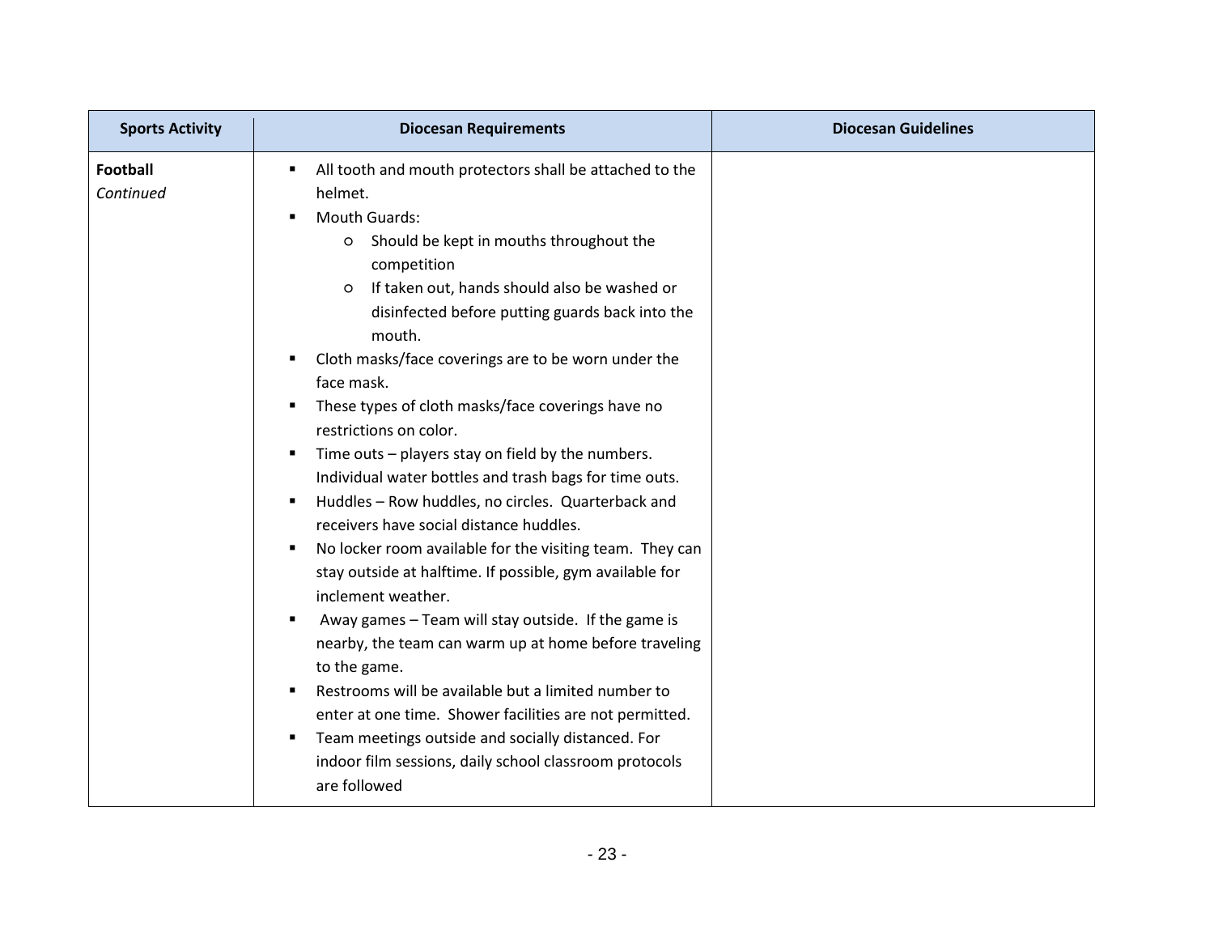| Sports Activity | Diocesan Requirements | Diocesan Guidelines |
|---|---|---|
| **Football**<br>*Continued* | ▪ All tooth and mouth protectors shall be attached to the helmet.<br>▪ Mouth Guards:<br>&nbsp;&nbsp;&nbsp;&nbsp;○ Should be kept in mouths throughout the competition<br>&nbsp;&nbsp;&nbsp;&nbsp;○ If taken out, hands should also be washed or disinfected before putting guards back into the mouth.<br>▪ Cloth masks/face coverings are to be worn under the face mask.<br>▪ These types of cloth masks/face coverings have no restrictions on color.<br>▪ Time outs – players stay on field by the numbers. Individual water bottles and trash bags for time outs.<br>▪ Huddles – Row huddles, no circles. Quarterback and receivers have social distance huddles.<br>▪ No locker room available for the visiting team. They can stay outside at halftime. If possible, gym available for inclement weather.<br>▪ Away games – Team will stay outside. If the game is nearby, the team can warm up at home before traveling to the game.<br>▪ Restrooms will be available but a limited number to enter at one time. Shower facilities are not permitted.<br>▪ Team meetings outside and socially distanced. For indoor film sessions, daily school classroom protocols are followed | |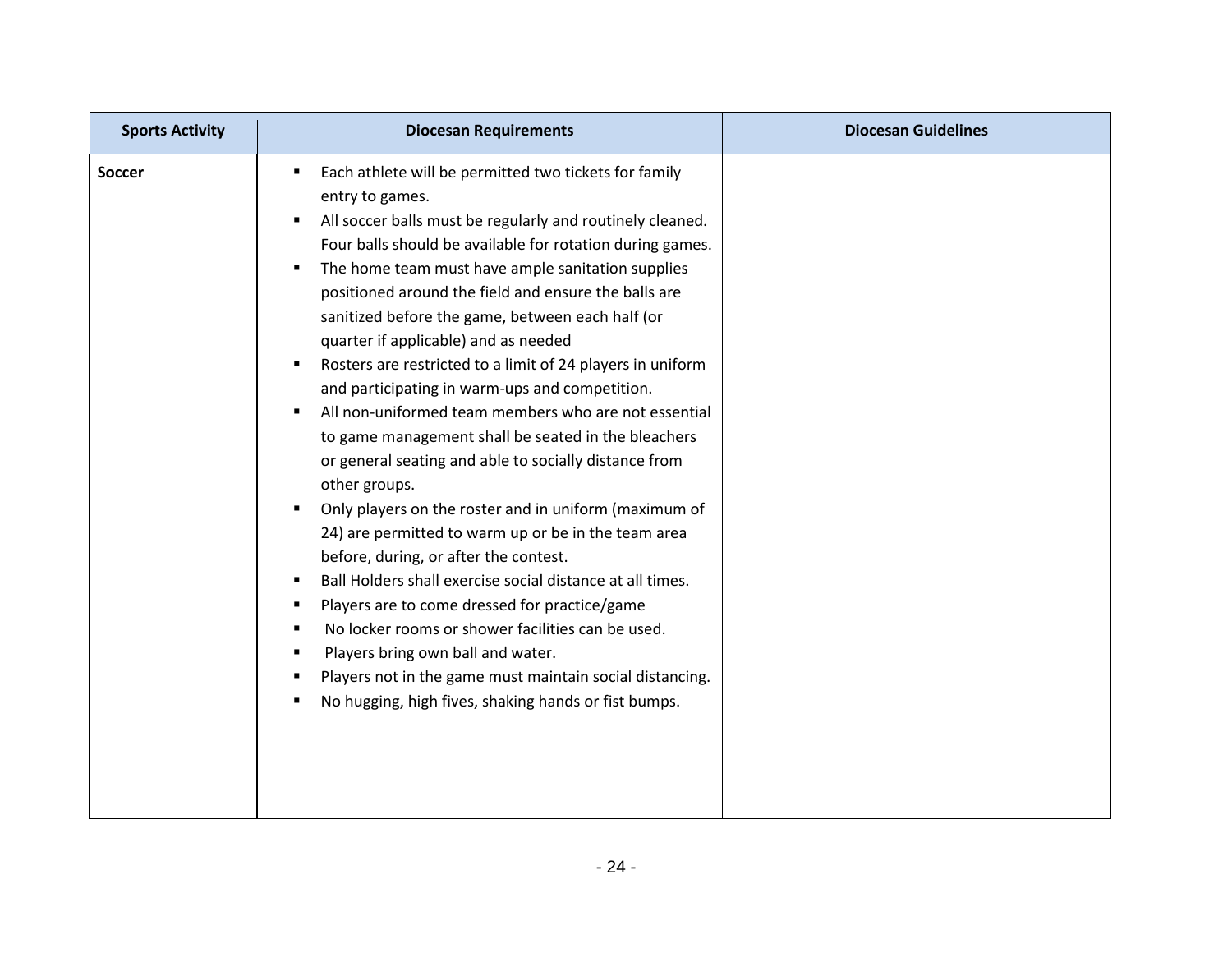| Sports Activity | Diocesan Requirements | Diocesan Guidelines |
|---|---|---|
| **Soccer** | ▪ Each athlete will be permitted two tickets for family entry to games.<br>▪ All soccer balls must be regularly and routinely cleaned. Four balls should be available for rotation during games.<br>▪ The home team must have ample sanitation supplies positioned around the field and ensure the balls are sanitized before the game, between each half (or quarter if applicable) and as needed<br>▪ Rosters are restricted to a limit of 24 players in uniform and participating in warm-ups and competition.<br>▪ All non-uniformed team members who are not essential to game management shall be seated in the bleachers or general seating and able to socially distance from other groups.<br>▪ Only players on the roster and in uniform (maximum of 24) are permitted to warm up or be in the team area before, during, or after the contest.<br>▪ Ball Holders shall exercise social distance at all times.<br>▪ Players are to come dressed for practice/game<br>▪ No locker rooms or shower facilities can be used.<br>▪ Players bring own ball and water.<br>▪ Players not in the game must maintain social distancing.<br>▪ No hugging, high fives, shaking hands or fist bumps. | |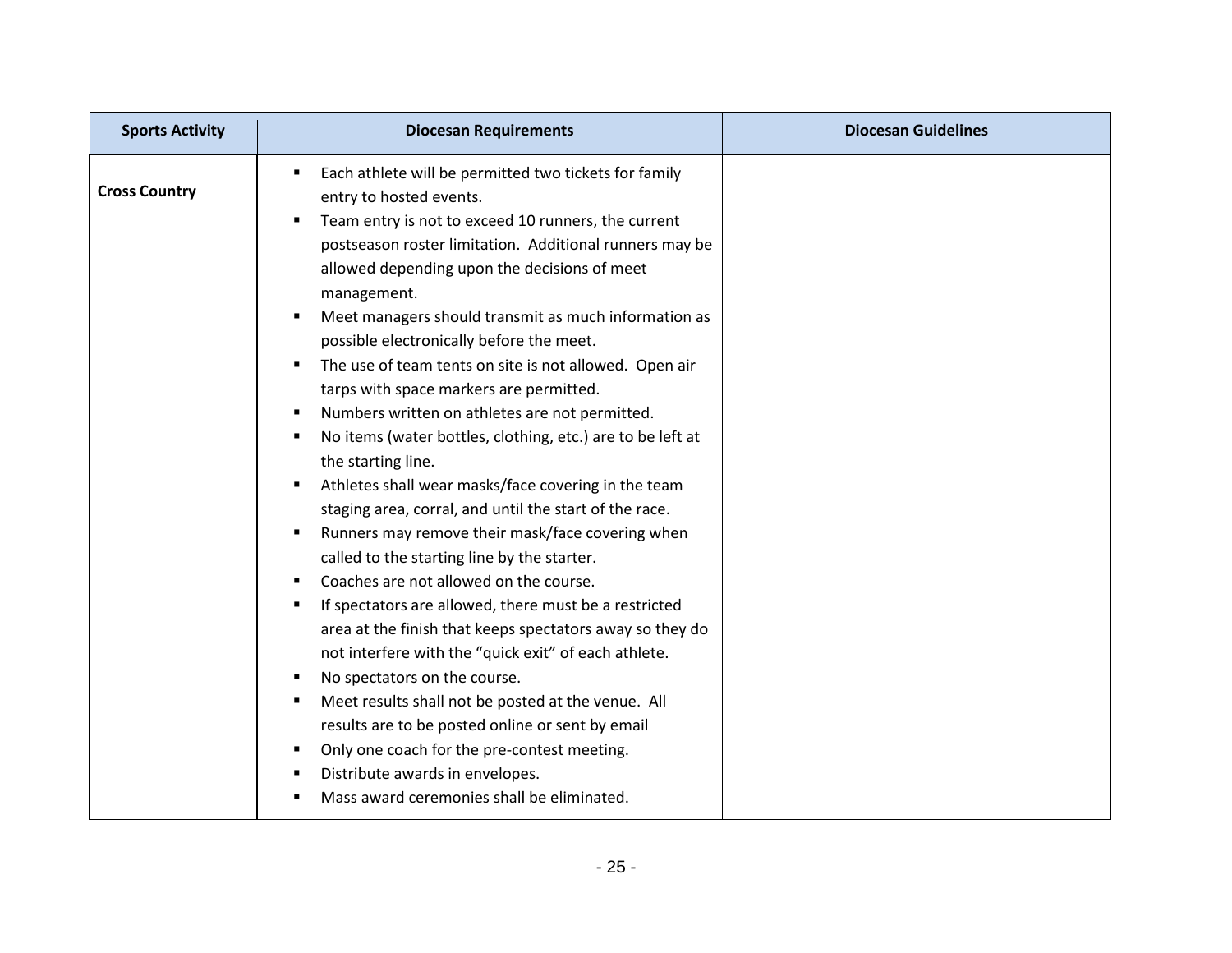| Sports Activity | Diocesan Requirements | Diocesan Guidelines |
|---|---|---|
| **Cross Country** | ▪ Each athlete will be permitted two tickets for family entry to hosted events.<br>▪ Team entry is not to exceed 10 runners, the current postseason roster limitation. Additional runners may be allowed depending upon the decisions of meet management.<br>▪ Meet managers should transmit as much information as possible electronically before the meet.<br>▪ The use of team tents on site is not allowed. Open air tarps with space markers are permitted.<br>▪ Numbers written on athletes are not permitted.<br>▪ No items (water bottles, clothing, etc.) are to be left at the starting line.<br>▪ Athletes shall wear masks/face covering in the team staging area, corral, and until the start of the race.<br>▪ Runners may remove their mask/face covering when called to the starting line by the starter.<br>▪ Coaches are not allowed on the course.<br>▪ If spectators are allowed, there must be a restricted area at the finish that keeps spectators away so they do not interfere with the "quick exit" of each athlete.<br>▪ No spectators on the course.<br>▪ Meet results shall not be posted at the venue. All results are to be posted online or sent by email<br>▪ Only one coach for the pre-contest meeting.<br>▪ Distribute awards in envelopes.<br>▪ Mass award ceremonies shall be eliminated. | |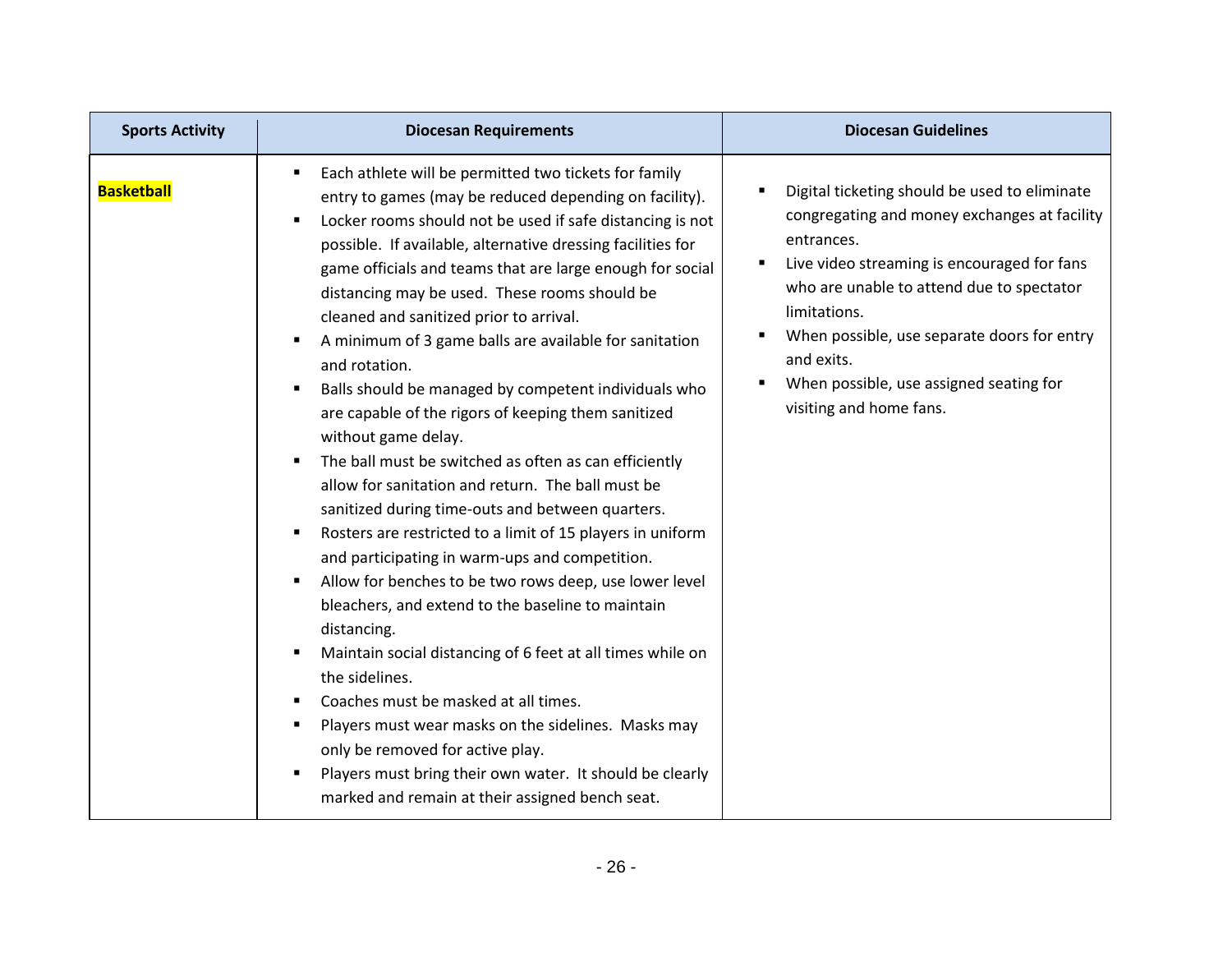| Sports Activity | Diocesan Requirements | Diocesan Guidelines |
|---|---|---|
| **Basketball** | ▪ Each athlete will be permitted two tickets for family entry to games (may be reduced depending on facility).<br>▪ Locker rooms should not be used if safe distancing is not possible. If available, alternative dressing facilities for game officials and teams that are large enough for social distancing may be used. These rooms should be cleaned and sanitized prior to arrival.<br>▪ A minimum of 3 game balls are available for sanitation and rotation.<br>▪ Balls should be managed by competent individuals who are capable of the rigors of keeping them sanitized without game delay.<br>▪ The ball must be switched as often as can efficiently allow for sanitation and return. The ball must be sanitized during time-outs and between quarters.<br>▪ Rosters are restricted to a limit of 15 players in uniform and participating in warm-ups and competition.<br>▪ Allow for benches to be two rows deep, use lower level bleachers, and extend to the baseline to maintain distancing.<br>▪ Maintain social distancing of 6 feet at all times while on the sidelines.<br>▪ Coaches must be masked at all times.<br>▪ Players must wear masks on the sidelines. Masks may only be removed for active play.<br>▪ Players must bring their own water. It should be clearly marked and remain at their assigned bench seat. | ▪ Digital ticketing should be used to eliminate congregating and money exchanges at facility entrances.<br>▪ Live video streaming is encouraged for fans who are unable to attend due to spectator limitations.<br>▪ When possible, use separate doors for entry and exits.<br>▪ When possible, use assigned seating for visiting and home fans. |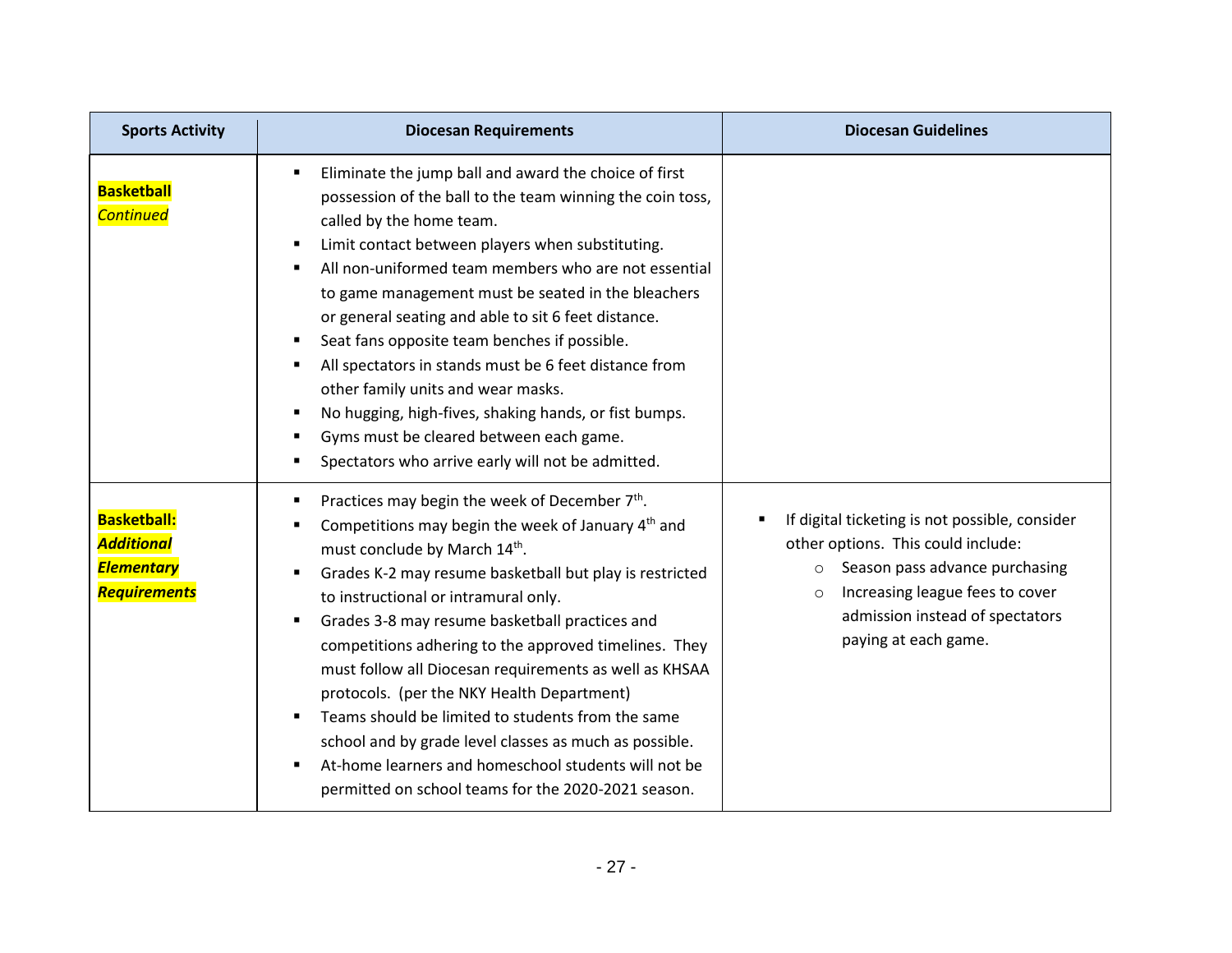| Sports Activity | Diocesan Requirements | Diocesan Guidelines |
|---|---|---|
| **Basketball** *Continued* | ▪ Eliminate the jump ball and award the choice of first possession of the ball to the team winning the coin toss, called by the home team.<br>▪ Limit contact between players when substituting.<br>▪ All non-uniformed team members who are not essential to game management must be seated in the bleachers or general seating and able to sit 6 feet distance.<br>▪ Seat fans opposite team benches if possible.<br>▪ All spectators in stands must be 6 feet distance from other family units and wear masks.<br>▪ No hugging, high-fives, shaking hands, or fist bumps.<br>▪ Gyms must be cleared between each game.<br>▪ Spectators who arrive early will not be admitted. | |
| **Basketball:** ***Additional Elementary Requirements*** | ▪ Practices may begin the week of December 7th.<br>▪ Competitions may begin the week of January 4th and must conclude by March 14th.<br>▪ Grades K-2 may resume basketball but play is restricted to instructional or intramural only.<br>▪ Grades 3-8 may resume basketball practices and competitions adhering to the approved timelines. They must follow all Diocesan requirements as well as KHSAA protocols. (per the NKY Health Department)<br>▪ Teams should be limited to students from the same school and by grade level classes as much as possible.<br>▪ At-home learners and homeschool students will not be permitted on school teams for the 2020-2021 season. | ▪ If digital ticketing is not possible, consider other options. This could include:<br>○ Season pass advance purchasing<br>○ Increasing league fees to cover admission instead of spectators paying at each game. |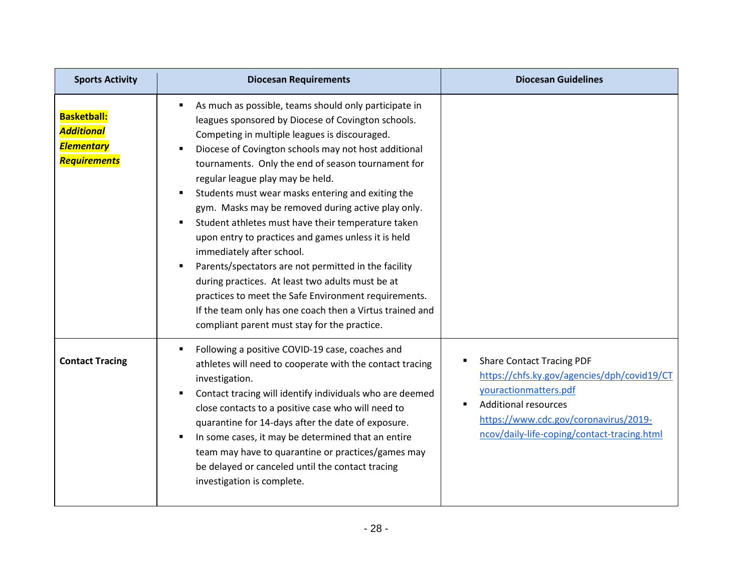| Sports Activity | Diocesan Requirements | Diocesan Guidelines |
|---|---|---|
| **Basketball: *Additional Elementary Requirements*** | ▪ As much as possible, teams should only participate in leagues sponsored by Diocese of Covington schools. Competing in multiple leagues is discouraged.<br>▪ Diocese of Covington schools may not host additional tournaments. Only the end of season tournament for regular league play may be held.<br>▪ Students must wear masks entering and exiting the gym. Masks may be removed during active play only.<br>▪ Student athletes must have their temperature taken upon entry to practices and games unless it is held immediately after school.<br>▪ Parents/spectators are not permitted in the facility during practices. At least two adults must be at practices to meet the Safe Environment requirements. If the team only has one coach then a Virtus trained and compliant parent must stay for the practice. | |
| **Contact Tracing** | ▪ Following a positive COVID-19 case, coaches and athletes will need to cooperate with the contact tracing investigation.<br>▪ Contact tracing will identify individuals who are deemed close contacts to a positive case who will need to quarantine for 14-days after the date of exposure.<br>▪ In some cases, it may be determined that an entire team may have to quarantine or practices/games may be delayed or canceled until the contact tracing investigation is complete. | ▪ Share Contact Tracing PDF https://chfs.ky.gov/agencies/dph/covid19/CTyouractionmatters.pdf<br>▪ Additional resources https://www.cdc.gov/coronavirus/2019-ncov/daily-life-coping/contact-tracing.html |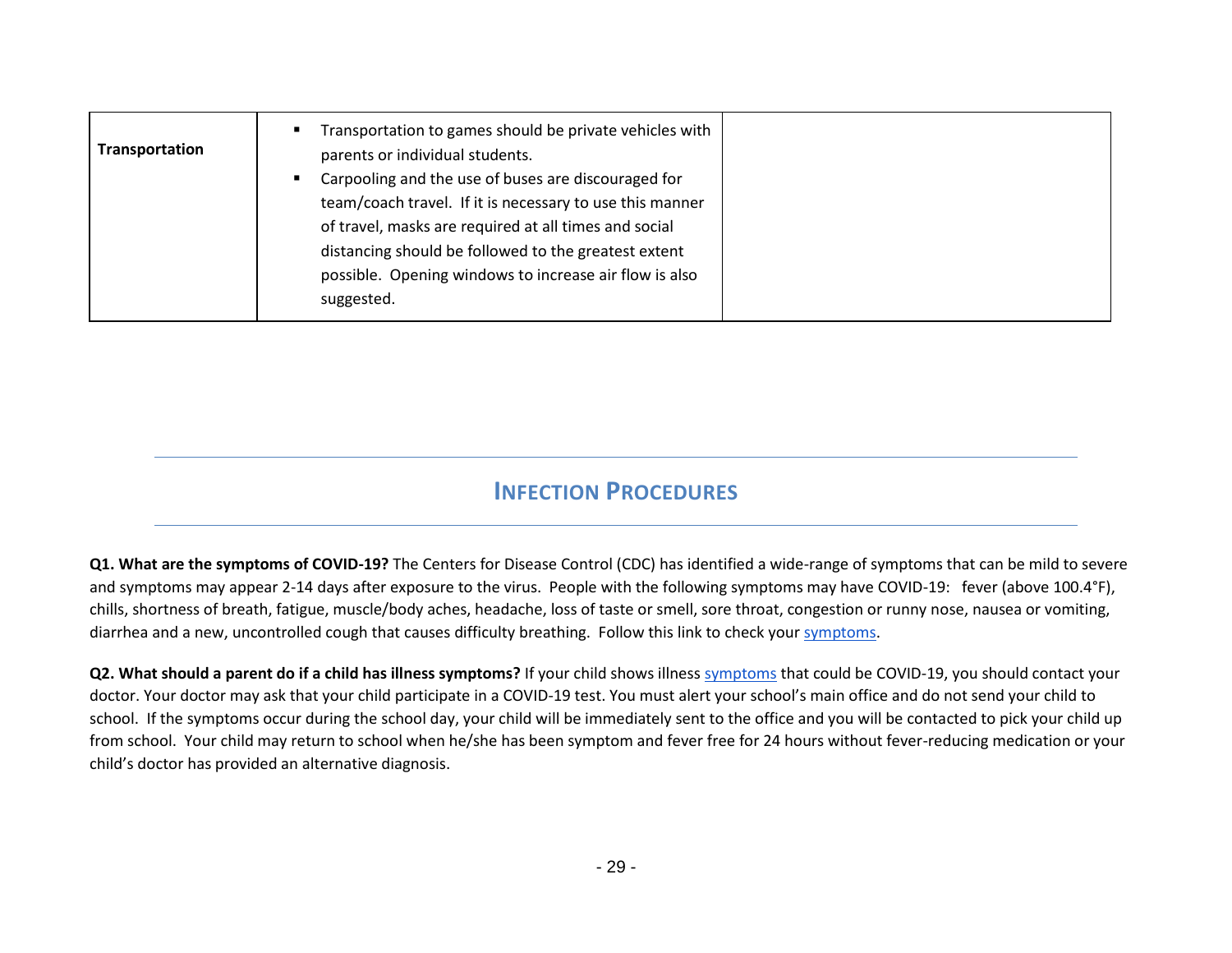| Transportation | <ul><li>Transportation to games should be private vehicles with parents or individual students.</li><li>Carpooling and the use of buses are discouraged for team/coach travel. If it is necessary to use this manner of travel, masks are required at all times and social distancing should be followed to the greatest extent possible. Opening windows to increase air flow is also suggested.</li></ul> | |
|---|---|---|

## INFECTION PROCEDURES

**Q1. What are the symptoms of COVID-19?** The Centers for Disease Control (CDC) has identified a wide-range of symptoms that can be mild to severe and symptoms may appear 2-14 days after exposure to the virus. People with the following symptoms may have COVID-19: fever (above 100.4°F), chills, shortness of breath, fatigue, muscle/body aches, headache, loss of taste or smell, sore throat, congestion or runny nose, nausea or vomiting, diarrhea and a new, uncontrolled cough that causes difficulty breathing. Follow this link to check your symptoms.

**Q2. What should a parent do if a child has illness symptoms?** If your child shows illness symptoms that could be COVID-19, you should contact your doctor. Your doctor may ask that your child participate in a COVID-19 test. You must alert your school's main office and do not send your child to school. If the symptoms occur during the school day, your child will be immediately sent to the office and you will be contacted to pick your child up from school. Your child may return to school when he/she has been symptom and fever free for 24 hours without fever-reducing medication or your child's doctor has provided an alternative diagnosis.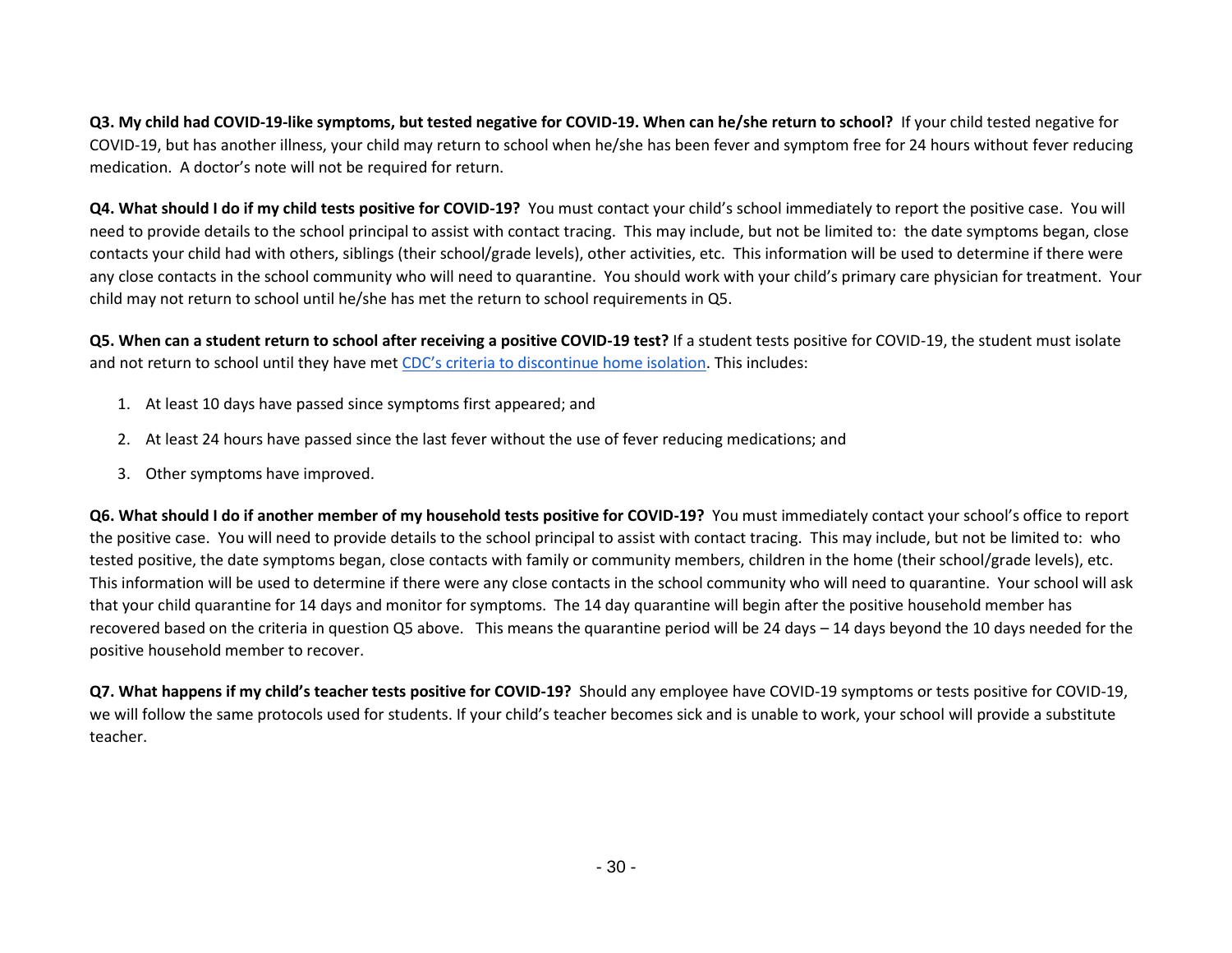**Q3. My child had COVID-19-like symptoms, but tested negative for COVID-19. When can he/she return to school?** If your child tested negative for COVID-19, but has another illness, your child may return to school when he/she has been fever and symptom free for 24 hours without fever reducing medication. A doctor's note will not be required for return.

**Q4. What should I do if my child tests positive for COVID-19?** You must contact your child's school immediately to report the positive case. You will need to provide details to the school principal to assist with contact tracing. This may include, but not be limited to: the date symptoms began, close contacts your child had with others, siblings (their school/grade levels), other activities, etc. This information will be used to determine if there were any close contacts in the school community who will need to quarantine. You should work with your child's primary care physician for treatment. Your child may not return to school until he/she has met the return to school requirements in Q5.

**Q5. When can a student return to school after receiving a positive COVID-19 test?** If a student tests positive for COVID-19, the student must isolate and not return to school until they have met CDC's criteria to discontinue home isolation. This includes:

1. At least 10 days have passed since symptoms first appeared; and
2. At least 24 hours have passed since the last fever without the use of fever reducing medications; and
3. Other symptoms have improved.

**Q6. What should I do if another member of my household tests positive for COVID-19?** You must immediately contact your school's office to report the positive case. You will need to provide details to the school principal to assist with contact tracing. This may include, but not be limited to: who tested positive, the date symptoms began, close contacts with family or community members, children in the home (their school/grade levels), etc. This information will be used to determine if there were any close contacts in the school community who will need to quarantine. Your school will ask that your child quarantine for 14 days and monitor for symptoms. The 14 day quarantine will begin after the positive household member has recovered based on the criteria in question Q5 above. This means the quarantine period will be 24 days – 14 days beyond the 10 days needed for the positive household member to recover.

**Q7. What happens if my child's teacher tests positive for COVID-19?** Should any employee have COVID-19 symptoms or tests positive for COVID-19, we will follow the same protocols used for students. If your child's teacher becomes sick and is unable to work, your school will provide a substitute teacher.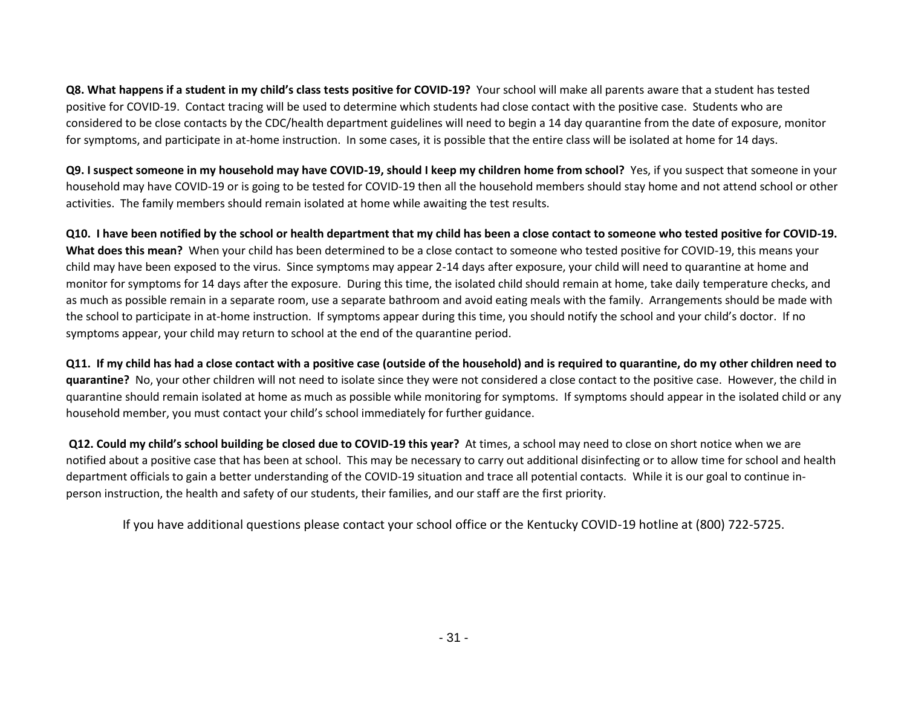**Q8. What happens if a student in my child's class tests positive for COVID-19?** Your school will make all parents aware that a student has tested positive for COVID-19. Contact tracing will be used to determine which students had close contact with the positive case. Students who are considered to be close contacts by the CDC/health department guidelines will need to begin a 14 day quarantine from the date of exposure, monitor for symptoms, and participate in at-home instruction. In some cases, it is possible that the entire class will be isolated at home for 14 days.

**Q9. I suspect someone in my household may have COVID-19, should I keep my children home from school?** Yes, if you suspect that someone in your household may have COVID-19 or is going to be tested for COVID-19 then all the household members should stay home and not attend school or other activities. The family members should remain isolated at home while awaiting the test results.

**Q10. I have been notified by the school or health department that my child has been a close contact to someone who tested positive for COVID-19. What does this mean?** When your child has been determined to be a close contact to someone who tested positive for COVID-19, this means your child may have been exposed to the virus. Since symptoms may appear 2-14 days after exposure, your child will need to quarantine at home and monitor for symptoms for 14 days after the exposure. During this time, the isolated child should remain at home, take daily temperature checks, and as much as possible remain in a separate room, use a separate bathroom and avoid eating meals with the family. Arrangements should be made with the school to participate in at-home instruction. If symptoms appear during this time, you should notify the school and your child's doctor. If no symptoms appear, your child may return to school at the end of the quarantine period.

**Q11. If my child has had a close contact with a positive case (outside of the household) and is required to quarantine, do my other children need to quarantine?** No, your other children will not need to isolate since they were not considered a close contact to the positive case. However, the child in quarantine should remain isolated at home as much as possible while monitoring for symptoms. If symptoms should appear in the isolated child or any household member, you must contact your child's school immediately for further guidance.

**Q12. Could my child's school building be closed due to COVID-19 this year?** At times, a school may need to close on short notice when we are notified about a positive case that has been at school. This may be necessary to carry out additional disinfecting or to allow time for school and health department officials to gain a better understanding of the COVID-19 situation and trace all potential contacts. While it is our goal to continue in-person instruction, the health and safety of our students, their families, and our staff are the first priority.

If you have additional questions please contact your school office or the Kentucky COVID-19 hotline at (800) 722-5725.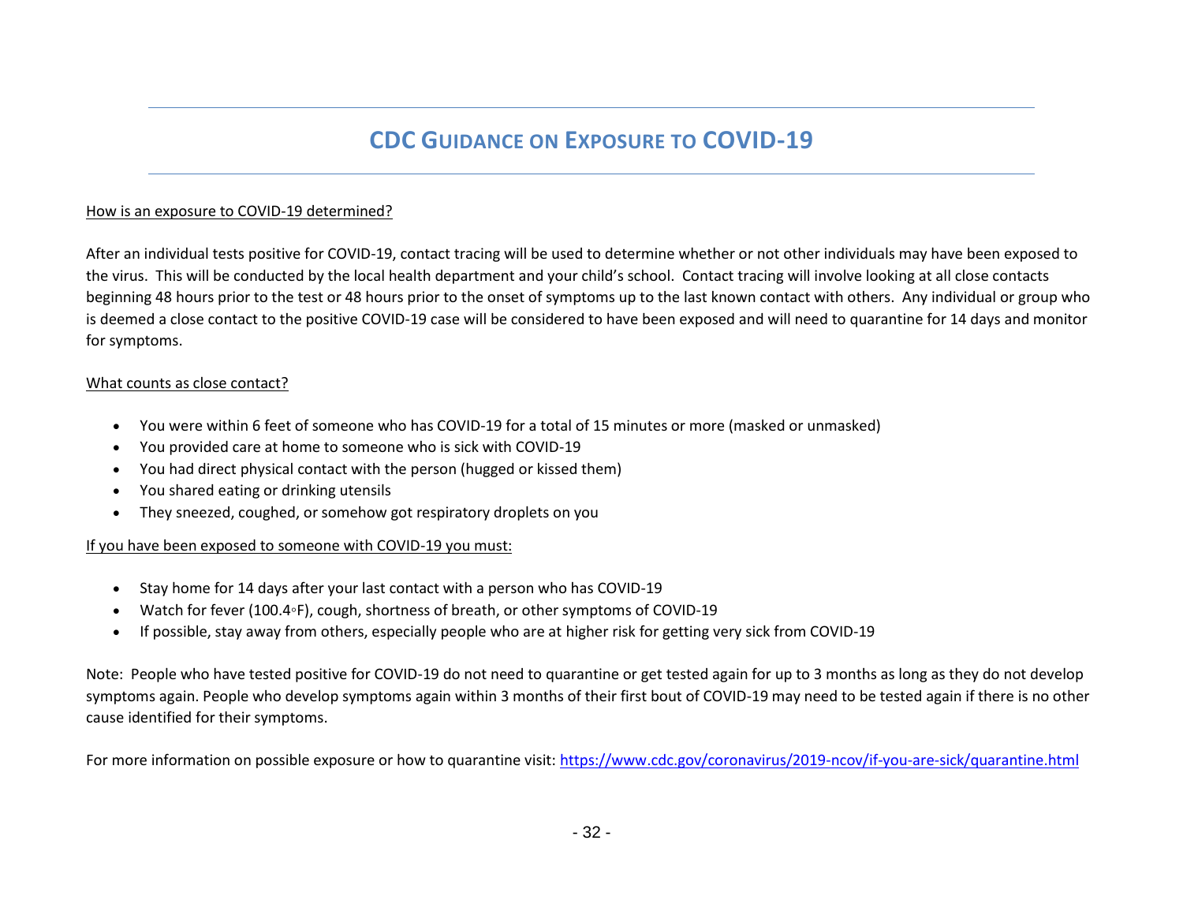# CDC Guidance on Exposure to COVID-19

How is an exposure to COVID-19 determined?

After an individual tests positive for COVID-19, contact tracing will be used to determine whether or not other individuals may have been exposed to the virus. This will be conducted by the local health department and your child's school. Contact tracing will involve looking at all close contacts beginning 48 hours prior to the test or 48 hours prior to the onset of symptoms up to the last known contact with others. Any individual or group who is deemed a close contact to the positive COVID-19 case will be considered to have been exposed and will need to quarantine for 14 days and monitor for symptoms.

What counts as close contact?

- You were within 6 feet of someone who has COVID-19 for a total of 15 minutes or more (masked or unmasked)
- You provided care at home to someone who is sick with COVID-19
- You had direct physical contact with the person (hugged or kissed them)
- You shared eating or drinking utensils
- They sneezed, coughed, or somehow got respiratory droplets on you

If you have been exposed to someone with COVID-19 you must:

- Stay home for 14 days after your last contact with a person who has COVID-19
- Watch for fever (100.4◦F), cough, shortness of breath, or other symptoms of COVID-19
- If possible, stay away from others, especially people who are at higher risk for getting very sick from COVID-19

Note: People who have tested positive for COVID-19 do not need to quarantine or get tested again for up to 3 months as long as they do not develop symptoms again. People who develop symptoms again within 3 months of their first bout of COVID-19 may need to be tested again if there is no other cause identified for their symptoms.

For more information on possible exposure or how to quarantine visit: https://www.cdc.gov/coronavirus/2019-ncov/if-you-are-sick/quarantine.html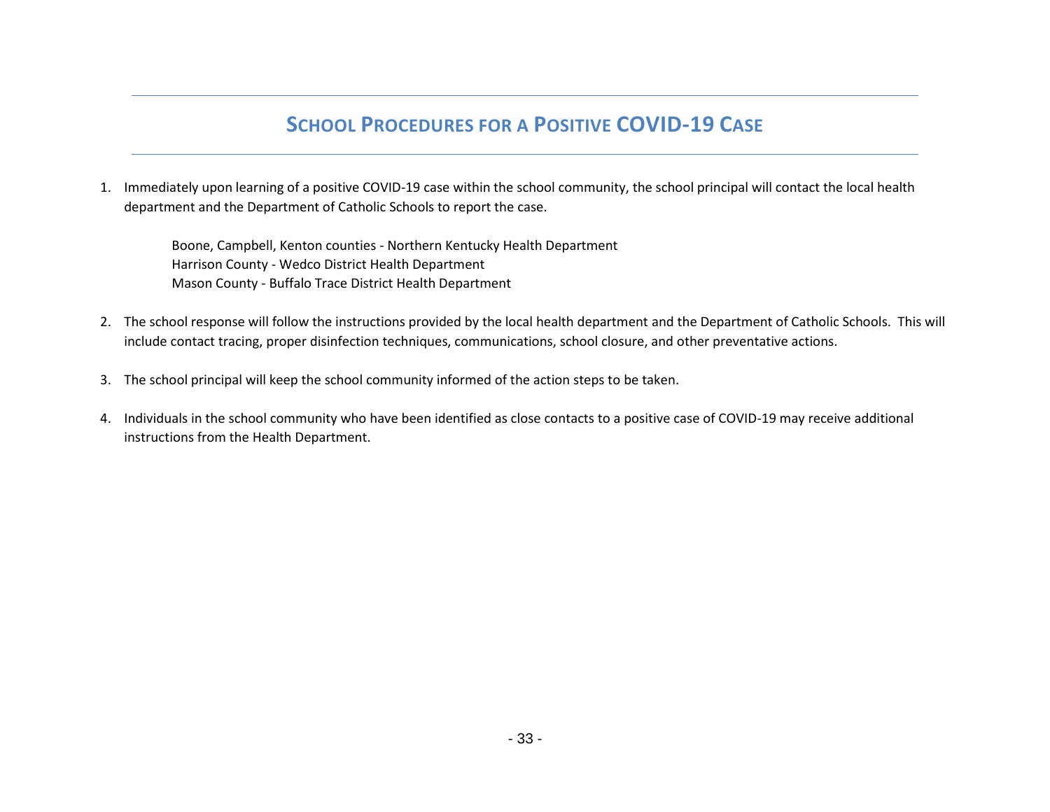## School Procedures for a Positive COVID-19 Case

1. Immediately upon learning of a positive COVID-19 case within the school community, the school principal will contact the local health department and the Department of Catholic Schools to report the case.

   Boone, Campbell, Kenton counties - Northern Kentucky Health Department
   Harrison County - Wedco District Health Department
   Mason County - Buffalo Trace District Health Department

2. The school response will follow the instructions provided by the local health department and the Department of Catholic Schools. This will include contact tracing, proper disinfection techniques, communications, school closure, and other preventative actions.

3. The school principal will keep the school community informed of the action steps to be taken.

4. Individuals in the school community who have been identified as close contacts to a positive case of COVID-19 may receive additional instructions from the Health Department.